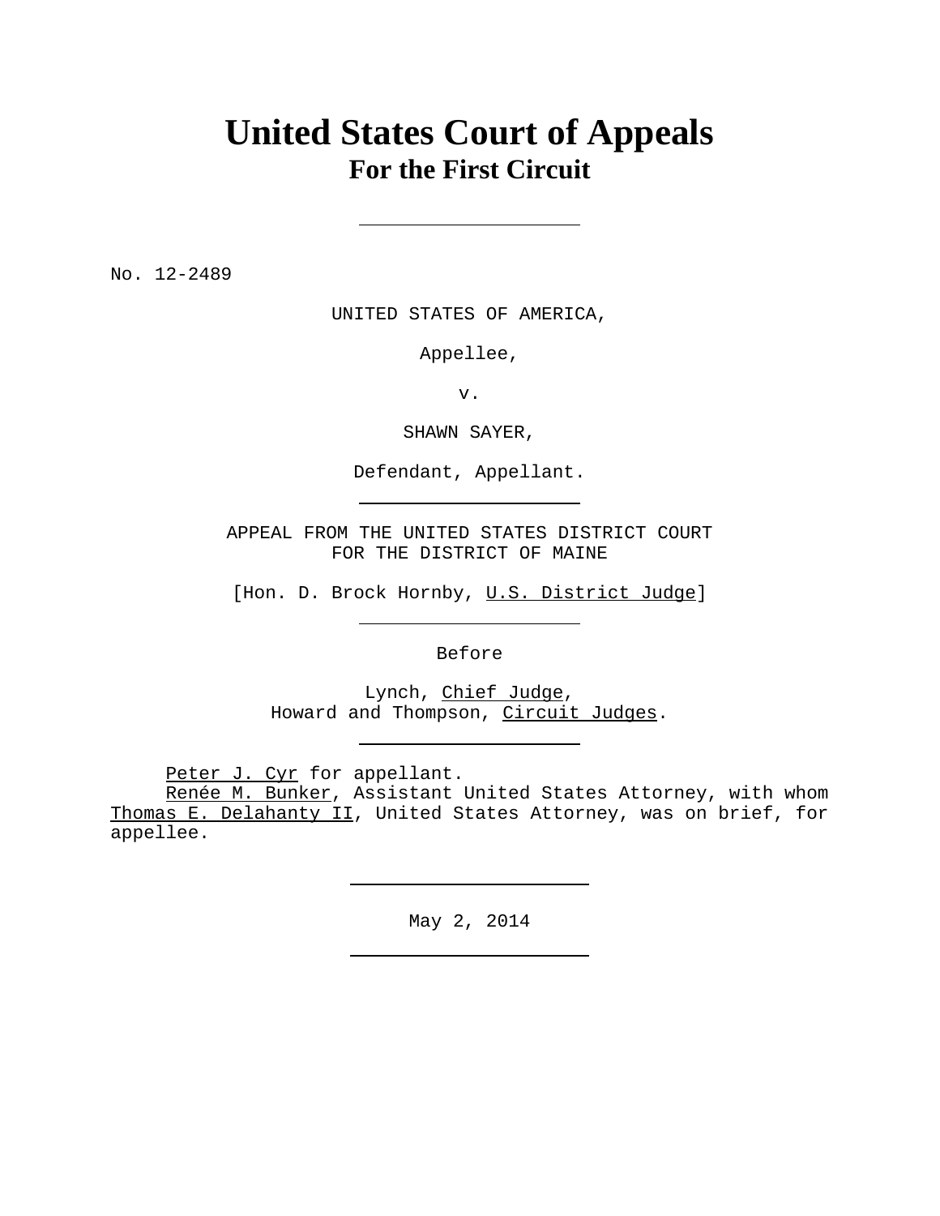# United States Court of Appeals
## For the First Circuit

---

No. 12-2489

UNITED STATES OF AMERICA,

Appellee,

v.

SHAWN SAYER,

Defendant, Appellant.

---

APPEAL FROM THE UNITED STATES DISTRICT COURT
FOR THE DISTRICT OF MAINE

[Hon. D. Brock Hornby, U.S. District Judge]

---

Before

Lynch, Chief Judge,
Howard and Thompson, Circuit Judges.

---

Peter J. Cyr for appellant.
Renée M. Bunker, Assistant United States Attorney, with whom Thomas E. Delahanty II, United States Attorney, was on brief, for appellee.

---

May 2, 2014

---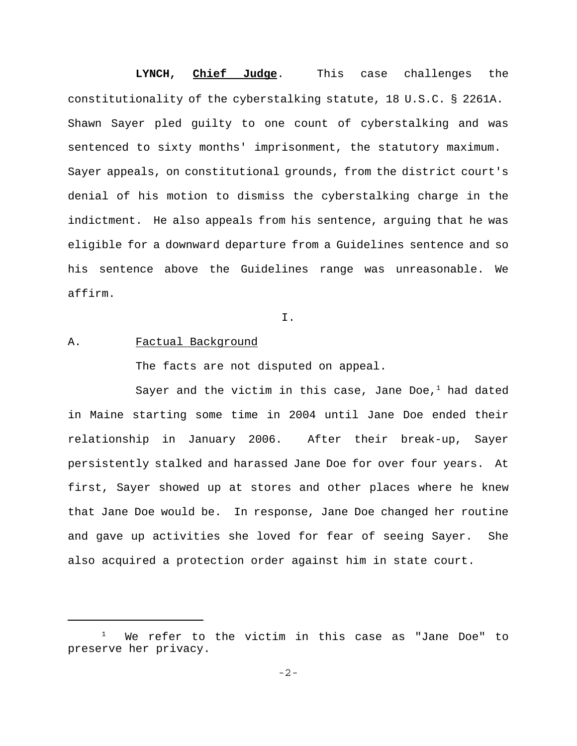**LYNCH, Chief Judge**. This case challenges the constitutionality of the cyberstalking statute, 18 U.S.C. § 2261A. Shawn Sayer pled guilty to one count of cyberstalking and was sentenced to sixty months' imprisonment, the statutory maximum. Sayer appeals, on constitutional grounds, from the district court's denial of his motion to dismiss the cyberstalking charge in the indictment. He also appeals from his sentence, arguing that he was eligible for a downward departure from a Guidelines sentence and so his sentence above the Guidelines range was unreasonable. We affirm.

I.

A. Factual Background

The facts are not disputed on appeal.

Sayer and the victim in this case, Jane Doe,[1] had dated in Maine starting some time in 2004 until Jane Doe ended their relationship in January 2006. After their break-up, Sayer persistently stalked and harassed Jane Doe for over four years. At first, Sayer showed up at stores and other places where he knew that Jane Doe would be. In response, Jane Doe changed her routine and gave up activities she loved for fear of seeing Sayer. She also acquired a protection order against him in state court.

[1] We refer to the victim in this case as "Jane Doe" to preserve her privacy.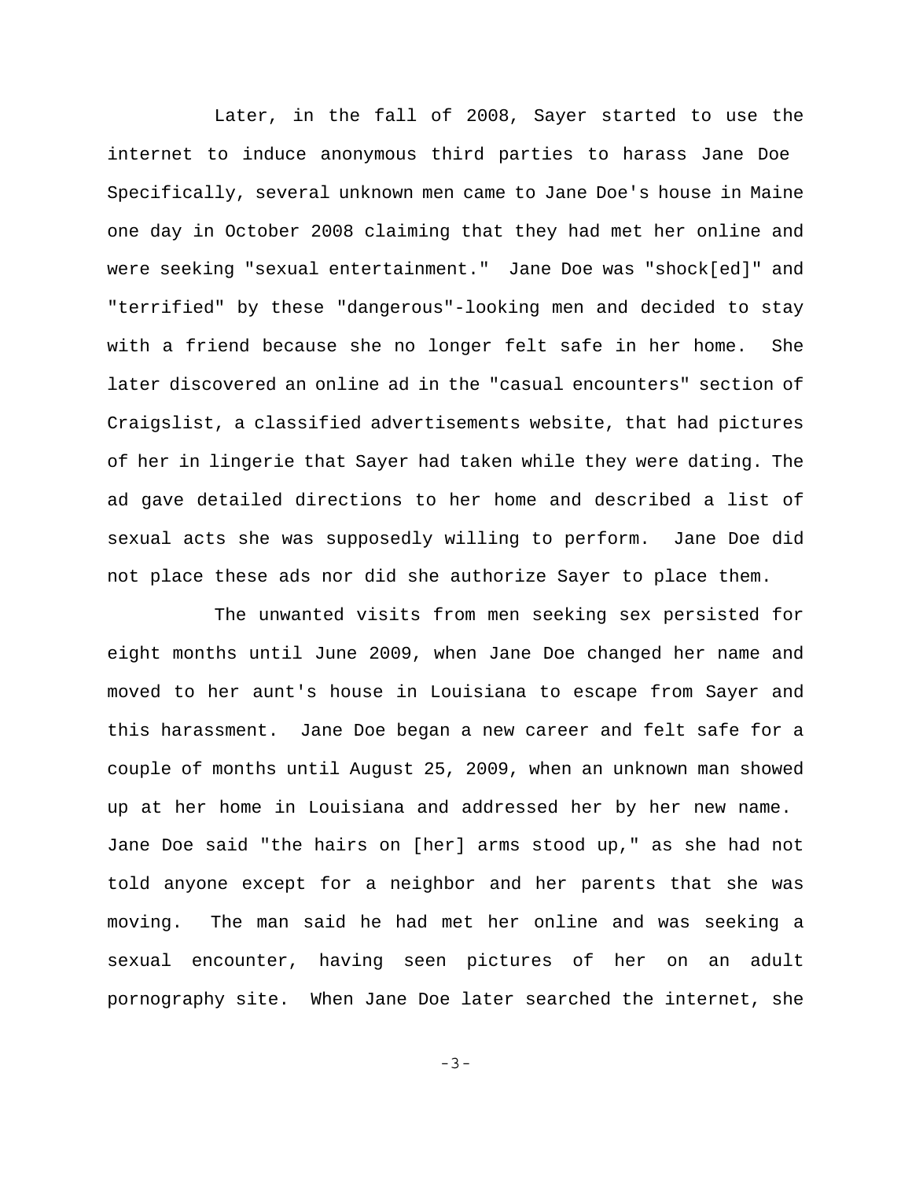Later, in the fall of 2008, Sayer started to use the internet to induce anonymous third parties to harass Jane Doe Specifically, several unknown men came to Jane Doe's house in Maine one day in October 2008 claiming that they had met her online and were seeking "sexual entertainment." Jane Doe was "shock[ed]" and "terrified" by these "dangerous"-looking men and decided to stay with a friend because she no longer felt safe in her home. She later discovered an online ad in the "casual encounters" section of Craigslist, a classified advertisements website, that had pictures of her in lingerie that Sayer had taken while they were dating. The ad gave detailed directions to her home and described a list of sexual acts she was supposedly willing to perform. Jane Doe did not place these ads nor did she authorize Sayer to place them.

The unwanted visits from men seeking sex persisted for eight months until June 2009, when Jane Doe changed her name and moved to her aunt's house in Louisiana to escape from Sayer and this harassment. Jane Doe began a new career and felt safe for a couple of months until August 25, 2009, when an unknown man showed up at her home in Louisiana and addressed her by her new name. Jane Doe said "the hairs on [her] arms stood up," as she had not told anyone except for a neighbor and her parents that she was moving. The man said he had met her online and was seeking a sexual encounter, having seen pictures of her on an adult pornography site. When Jane Doe later searched the internet, she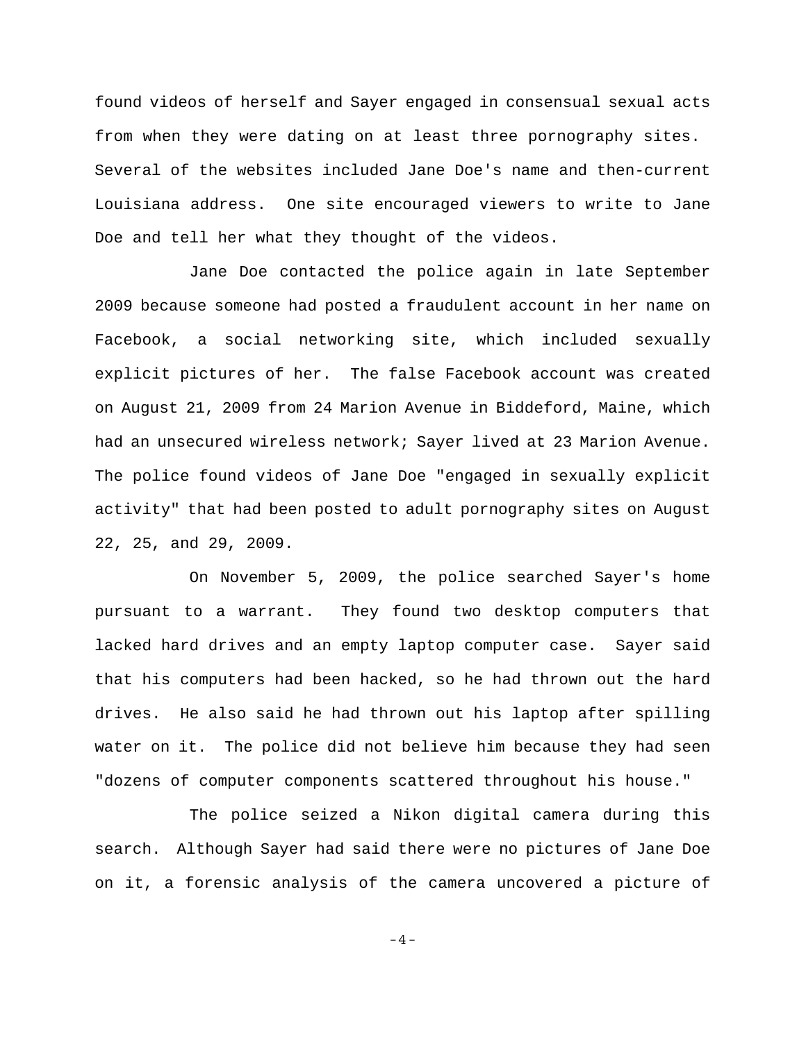found videos of herself and Sayer engaged in consensual sexual acts from when they were dating on at least three pornography sites. Several of the websites included Jane Doe's name and then-current Louisiana address. One site encouraged viewers to write to Jane Doe and tell her what they thought of the videos.

Jane Doe contacted the police again in late September 2009 because someone had posted a fraudulent account in her name on Facebook, a social networking site, which included sexually explicit pictures of her. The false Facebook account was created on August 21, 2009 from 24 Marion Avenue in Biddeford, Maine, which had an unsecured wireless network; Sayer lived at 23 Marion Avenue. The police found videos of Jane Doe "engaged in sexually explicit activity" that had been posted to adult pornography sites on August 22, 25, and 29, 2009.

On November 5, 2009, the police searched Sayer's home pursuant to a warrant. They found two desktop computers that lacked hard drives and an empty laptop computer case. Sayer said that his computers had been hacked, so he had thrown out the hard drives. He also said he had thrown out his laptop after spilling water on it. The police did not believe him because they had seen "dozens of computer components scattered throughout his house."

The police seized a Nikon digital camera during this search. Although Sayer had said there were no pictures of Jane Doe on it, a forensic analysis of the camera uncovered a picture of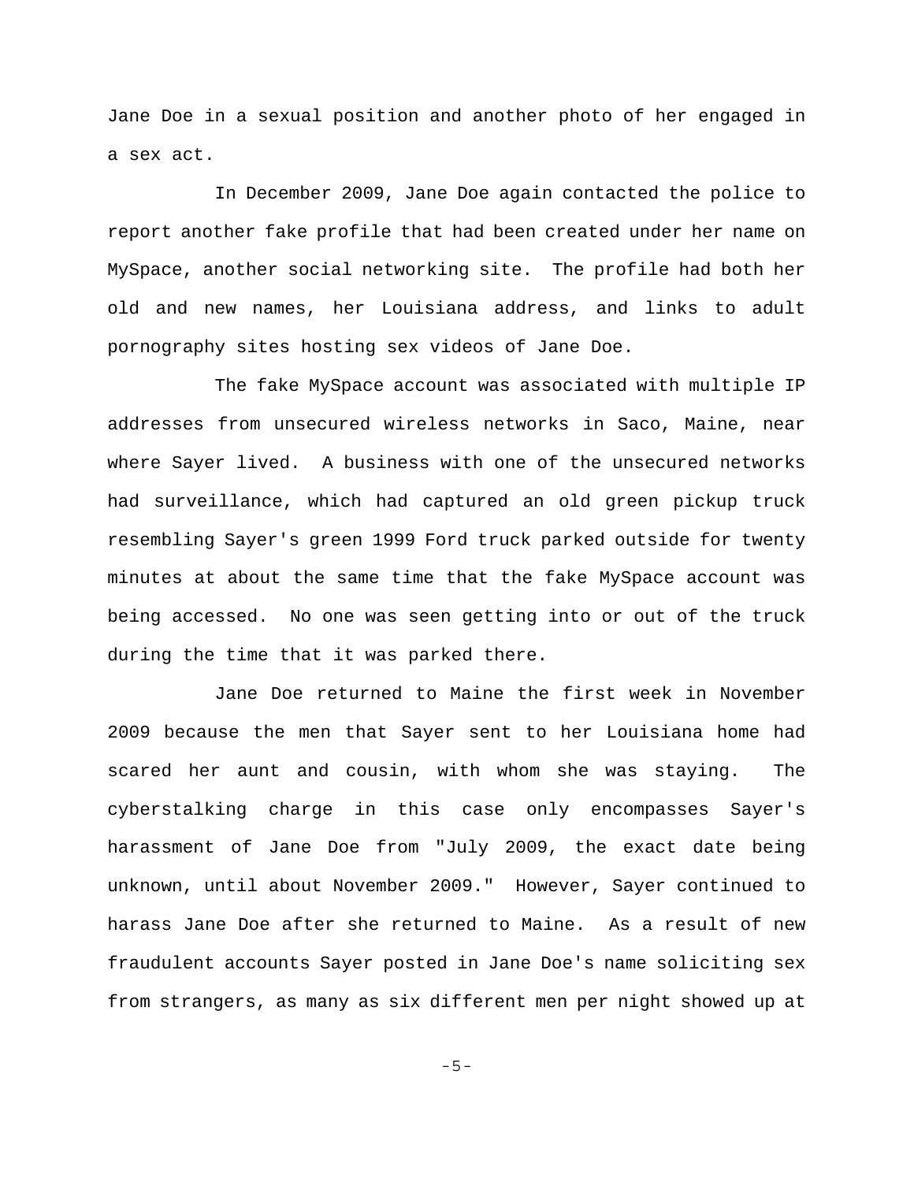Jane Doe in a sexual position and another photo of her engaged in a sex act.

In December 2009, Jane Doe again contacted the police to report another fake profile that had been created under her name on MySpace, another social networking site. The profile had both her old and new names, her Louisiana address, and links to adult pornography sites hosting sex videos of Jane Doe.

The fake MySpace account was associated with multiple IP addresses from unsecured wireless networks in Saco, Maine, near where Sayer lived. A business with one of the unsecured networks had surveillance, which had captured an old green pickup truck resembling Sayer's green 1999 Ford truck parked outside for twenty minutes at about the same time that the fake MySpace account was being accessed. No one was seen getting into or out of the truck during the time that it was parked there.

Jane Doe returned to Maine the first week in November 2009 because the men that Sayer sent to her Louisiana home had scared her aunt and cousin, with whom she was staying. The cyberstalking charge in this case only encompasses Sayer's harassment of Jane Doe from "July 2009, the exact date being unknown, until about November 2009." However, Sayer continued to harass Jane Doe after she returned to Maine. As a result of new fraudulent accounts Sayer posted in Jane Doe's name soliciting sex from strangers, as many as six different men per night showed up at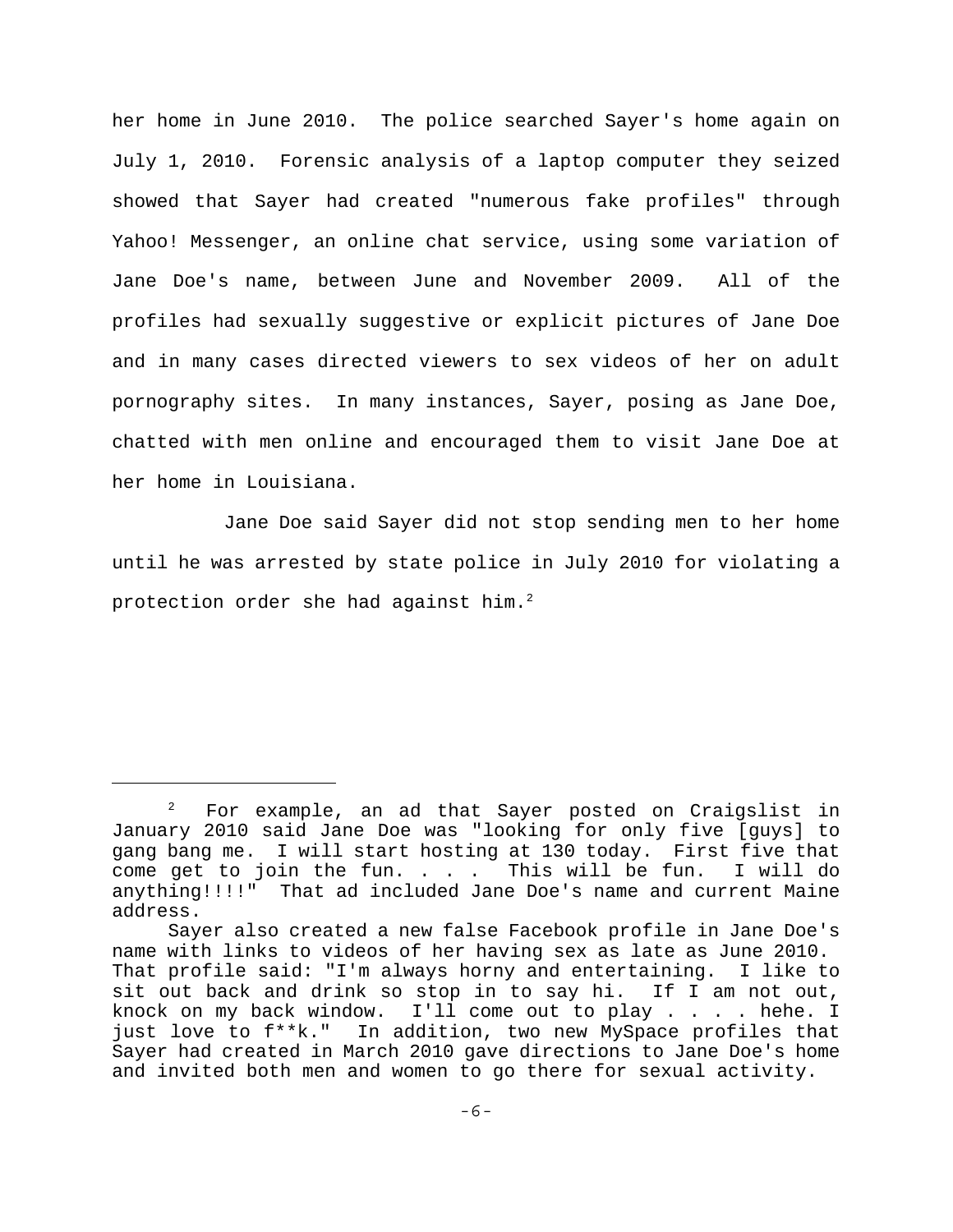her home in June 2010. The police searched Sayer's home again on July 1, 2010. Forensic analysis of a laptop computer they seized showed that Sayer had created "numerous fake profiles" through Yahoo! Messenger, an online chat service, using some variation of Jane Doe's name, between June and November 2009. All of the profiles had sexually suggestive or explicit pictures of Jane Doe and in many cases directed viewers to sex videos of her on adult pornography sites. In many instances, Sayer, posing as Jane Doe, chatted with men online and encouraged them to visit Jane Doe at her home in Louisiana.

Jane Doe said Sayer did not stop sending men to her home until he was arrested by state police in July 2010 for violating a protection order she had against him.[2]

---

[2] For example, an ad that Sayer posted on Craigslist in January 2010 said Jane Doe was "looking for only five [guys] to gang bang me. I will start hosting at 130 today. First five that come get to join the fun. . . . This will be fun. I will do anything!!!!" That ad included Jane Doe's name and current Maine address.

Sayer also created a new false Facebook profile in Jane Doe's name with links to videos of her having sex as late as June 2010. That profile said: "I'm always horny and entertaining. I like to sit out back and drink so stop in to say hi. If I am not out, knock on my back window. I'll come out to play . . . . hehe. I just love to f**k." In addition, two new MySpace profiles that Sayer had created in March 2010 gave directions to Jane Doe's home and invited both men and women to go there for sexual activity.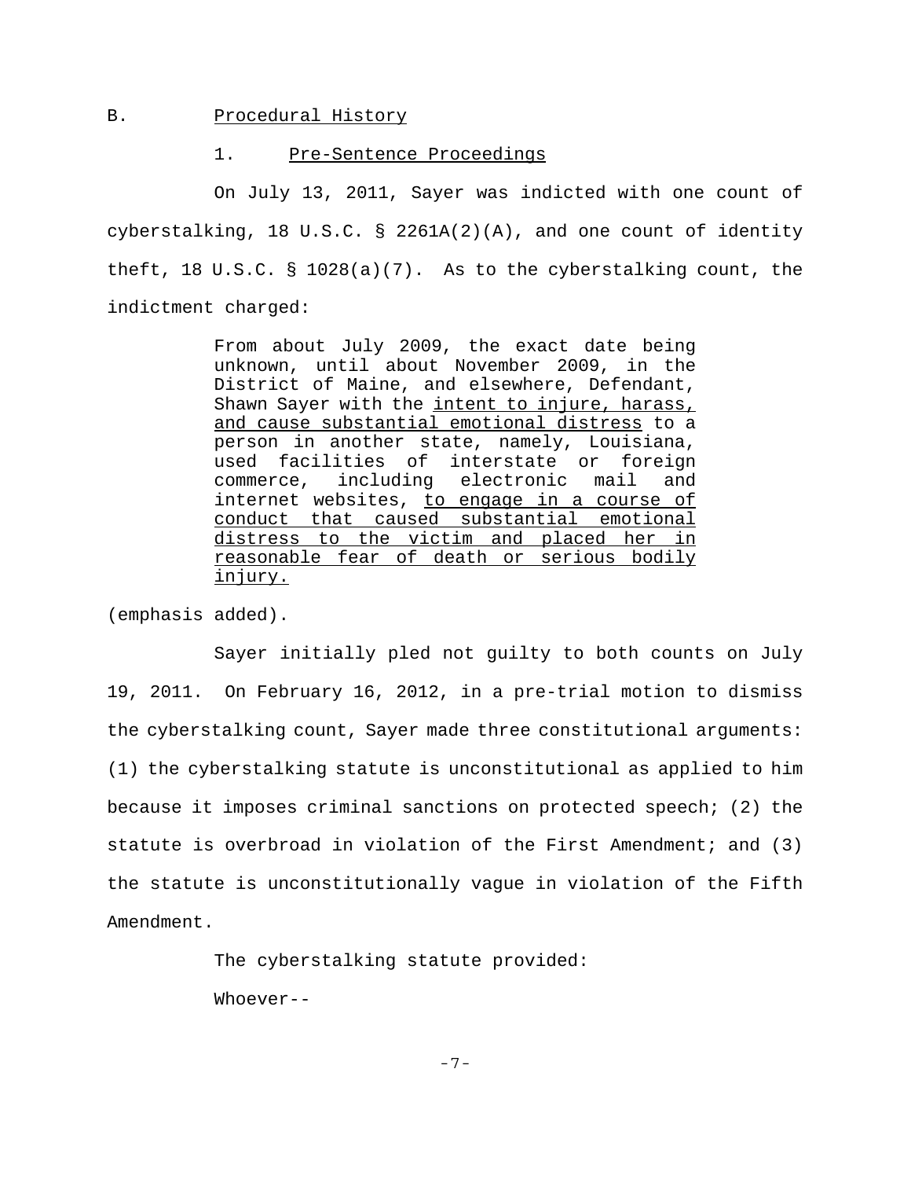## B. Procedural History

### 1. Pre-Sentence Proceedings

On July 13, 2011, Sayer was indicted with one count of cyberstalking, 18 U.S.C. § 2261A(2)(A), and one count of identity theft, 18 U.S.C. § 1028(a)(7). As to the cyberstalking count, the indictment charged:

> From about July 2009, the exact date being unknown, until about November 2009, in the District of Maine, and elsewhere, Defendant, Shawn Sayer with the <u>intent to injure, harass, and cause substantial emotional distress</u> to a person in another state, namely, Louisiana, used facilities of interstate or foreign commerce, including electronic mail and internet websites, <u>to engage in a course of conduct that caused substantial emotional distress to the victim and placed her in reasonable fear of death or serious bodily injury.</u>

(emphasis added).

Sayer initially pled not guilty to both counts on July 19, 2011. On February 16, 2012, in a pre-trial motion to dismiss the cyberstalking count, Sayer made three constitutional arguments: (1) the cyberstalking statute is unconstitutional as applied to him because it imposes criminal sanctions on protected speech; (2) the statute is overbroad in violation of the First Amendment; and (3) the statute is unconstitutionally vague in violation of the Fifth Amendment.

The cyberstalking statute provided:

> Whoever--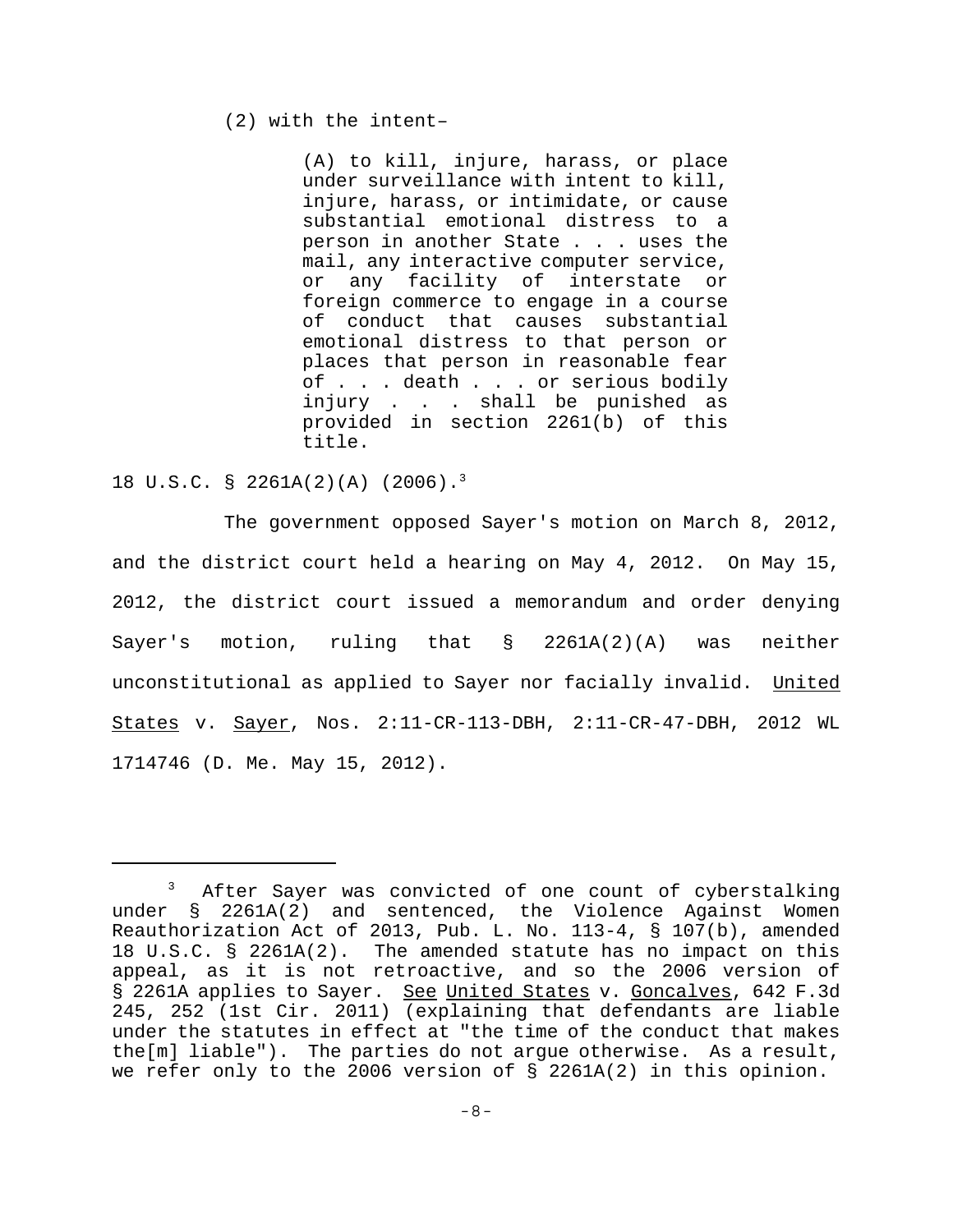> (2) with the intent–
>
> > (A) to kill, injure, harass, or place under surveillance with intent to kill, injure, harass, or intimidate, or cause substantial emotional distress to a person in another State . . . uses the mail, any interactive computer service, or any facility of interstate or foreign commerce to engage in a course of conduct that causes substantial emotional distress to that person or places that person in reasonable fear of . . . death . . . or serious bodily injury . . . shall be punished as provided in section 2261(b) of this title.

18 U.S.C. § 2261A(2)(A) (2006).[3]

The government opposed Sayer's motion on March 8, 2012, and the district court held a hearing on May 4, 2012. On May 15, 2012, the district court issued a memorandum and order denying Sayer's motion, ruling that § 2261A(2)(A) was neither unconstitutional as applied to Sayer nor facially invalid. United States v. Sayer, Nos. 2:11-CR-113-DBH, 2:11-CR-47-DBH, 2012 WL 1714746 (D. Me. May 15, 2012).

---

[3] After Sayer was convicted of one count of cyberstalking under § 2261A(2) and sentenced, the Violence Against Women Reauthorization Act of 2013, Pub. L. No. 113-4, § 107(b), amended 18 U.S.C. § 2261A(2). The amended statute has no impact on this appeal, as it is not retroactive, and so the 2006 version of § 2261A applies to Sayer. See United States v. Goncalves, 642 F.3d 245, 252 (1st Cir. 2011) (explaining that defendants are liable under the statutes in effect at "the time of the conduct that makes the[m] liable"). The parties do not argue otherwise. As a result, we refer only to the 2006 version of § 2261A(2) in this opinion.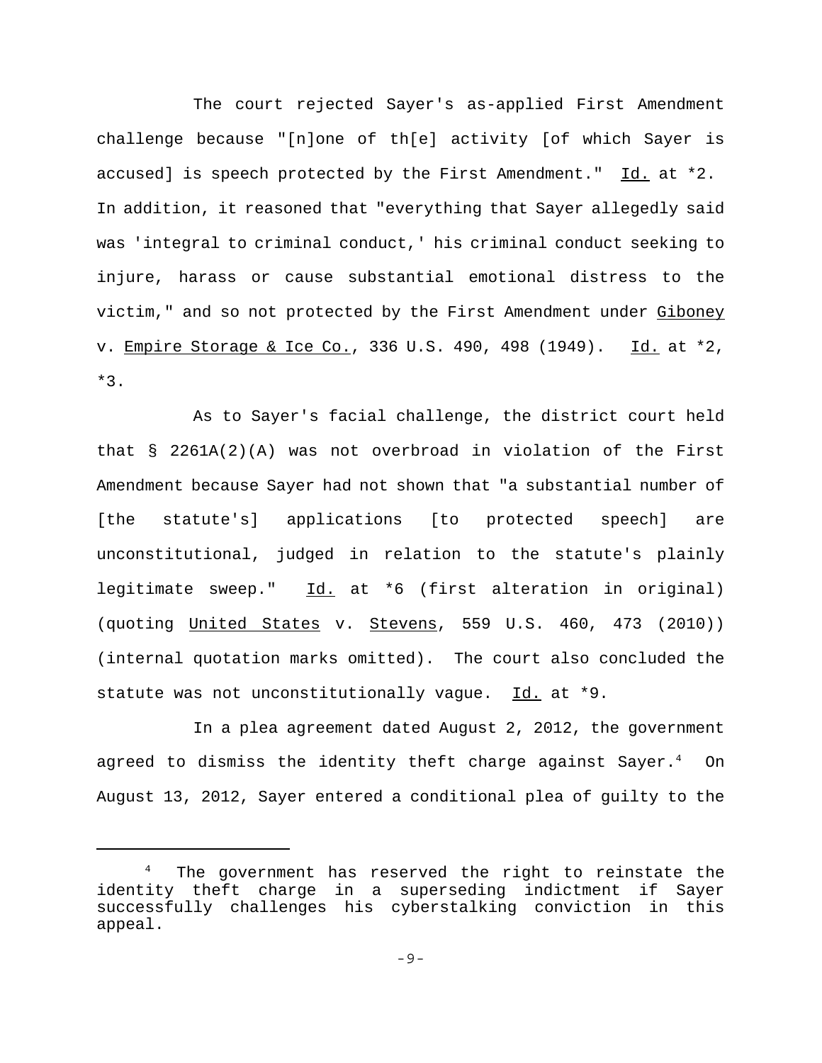The court rejected Sayer's as-applied First Amendment challenge because "[n]one of th[e] activity [of which Sayer is accused] is speech protected by the First Amendment." Id. at *2. In addition, it reasoned that "everything that Sayer allegedly said was 'integral to criminal conduct,' his criminal conduct seeking to injure, harass or cause substantial emotional distress to the victim," and so not protected by the First Amendment under Giboney v. Empire Storage & Ice Co., 336 U.S. 490, 498 (1949). Id. at *2, *3.

As to Sayer's facial challenge, the district court held that § 2261A(2)(A) was not overbroad in violation of the First Amendment because Sayer had not shown that "a substantial number of [the statute's] applications [to protected speech] are unconstitutional, judged in relation to the statute's plainly legitimate sweep." Id. at *6 (first alteration in original) (quoting United States v. Stevens, 559 U.S. 460, 473 (2010)) (internal quotation marks omitted). The court also concluded the statute was not unconstitutionally vague. Id. at *9.

In a plea agreement dated August 2, 2012, the government agreed to dismiss the identity theft charge against Sayer.[4] On August 13, 2012, Sayer entered a conditional plea of guilty to the

[4] The government has reserved the right to reinstate the identity theft charge in a superseding indictment if Sayer successfully challenges his cyberstalking conviction in this appeal.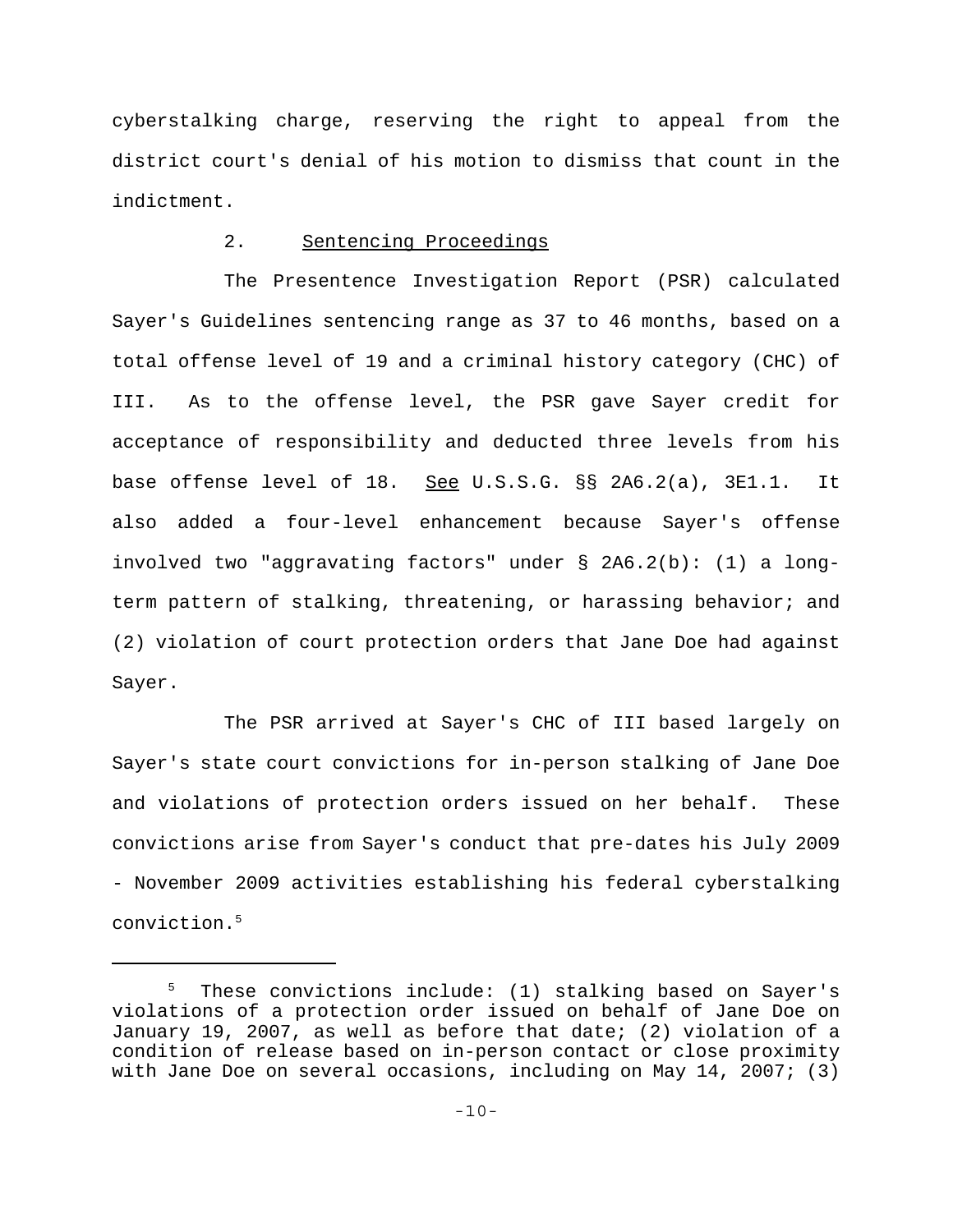cyberstalking charge, reserving the right to appeal from the district court's denial of his motion to dismiss that count in the indictment.

2. Sentencing Proceedings

The Presentence Investigation Report (PSR) calculated Sayer's Guidelines sentencing range as 37 to 46 months, based on a total offense level of 19 and a criminal history category (CHC) of III. As to the offense level, the PSR gave Sayer credit for acceptance of responsibility and deducted three levels from his base offense level of 18. See U.S.S.G. §§ 2A6.2(a), 3E1.1. It also added a four-level enhancement because Sayer's offense involved two "aggravating factors" under § 2A6.2(b): (1) a long-term pattern of stalking, threatening, or harassing behavior; and (2) violation of court protection orders that Jane Doe had against Sayer.

The PSR arrived at Sayer's CHC of III based largely on Sayer's state court convictions for in-person stalking of Jane Doe and violations of protection orders issued on her behalf. These convictions arise from Sayer's conduct that pre-dates his July 2009 - November 2009 activities establishing his federal cyberstalking conviction.[5]

[5] These convictions include: (1) stalking based on Sayer's violations of a protection order issued on behalf of Jane Doe on January 19, 2007, as well as before that date; (2) violation of a condition of release based on in-person contact or close proximity with Jane Doe on several occasions, including on May 14, 2007; (3)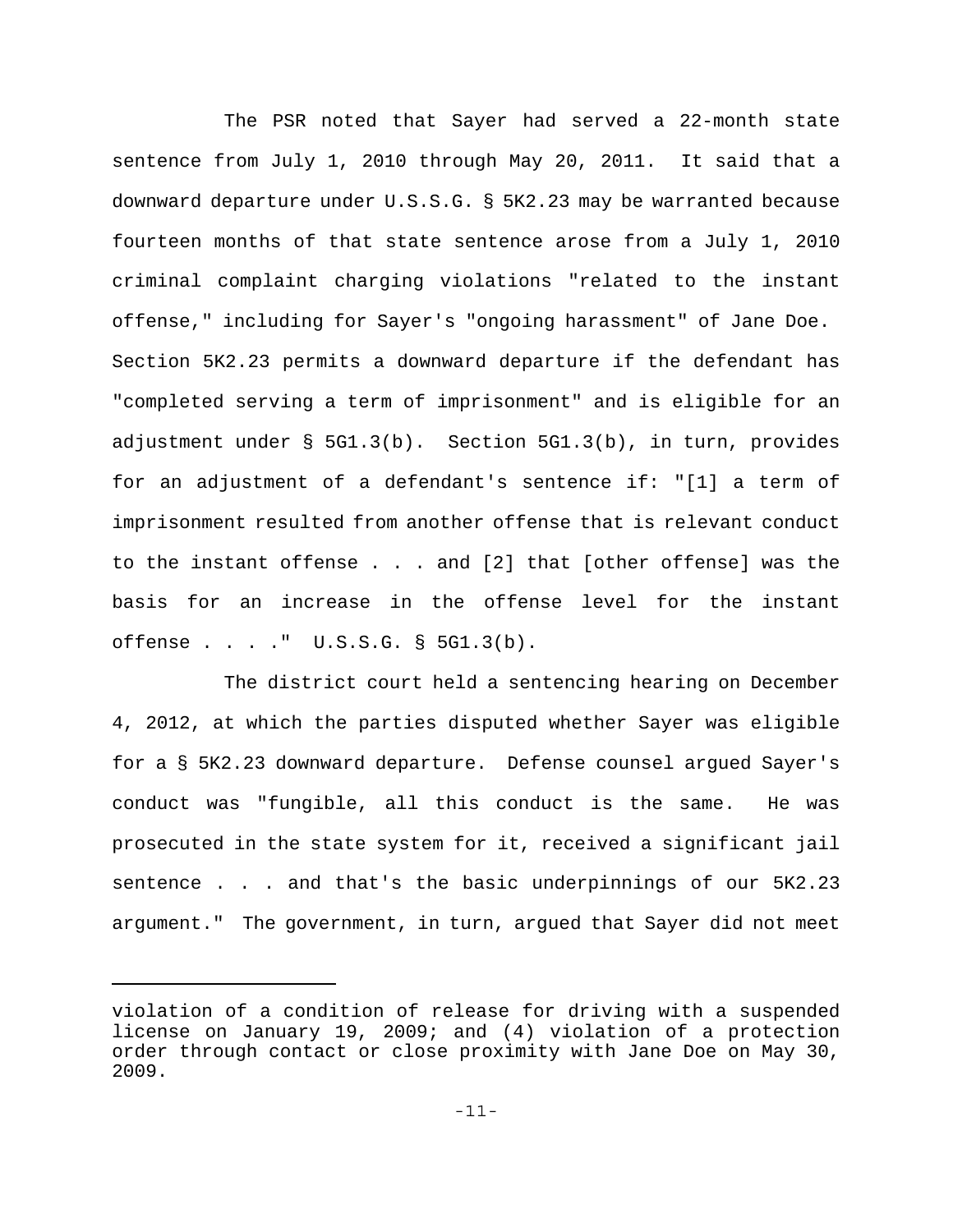The PSR noted that Sayer had served a 22-month state sentence from July 1, 2010 through May 20, 2011. It said that a downward departure under U.S.S.G. § 5K2.23 may be warranted because fourteen months of that state sentence arose from a July 1, 2010 criminal complaint charging violations "related to the instant offense," including for Sayer's "ongoing harassment" of Jane Doe. Section 5K2.23 permits a downward departure if the defendant has "completed serving a term of imprisonment" and is eligible for an adjustment under § 5G1.3(b). Section 5G1.3(b), in turn, provides for an adjustment of a defendant's sentence if: "[1] a term of imprisonment resulted from another offense that is relevant conduct to the instant offense . . . and [2] that [other offense] was the basis for an increase in the offense level for the instant offense . . . ." U.S.S.G. § 5G1.3(b).

The district court held a sentencing hearing on December 4, 2012, at which the parties disputed whether Sayer was eligible for a § 5K2.23 downward departure. Defense counsel argued Sayer's conduct was "fungible, all this conduct is the same. He was prosecuted in the state system for it, received a significant jail sentence . . . and that's the basic underpinnings of our 5K2.23 argument." The government, in turn, argued that Sayer did not meet

---

violation of a condition of release for driving with a suspended license on January 19, 2009; and (4) violation of a protection order through contact or close proximity with Jane Doe on May 30, 2009.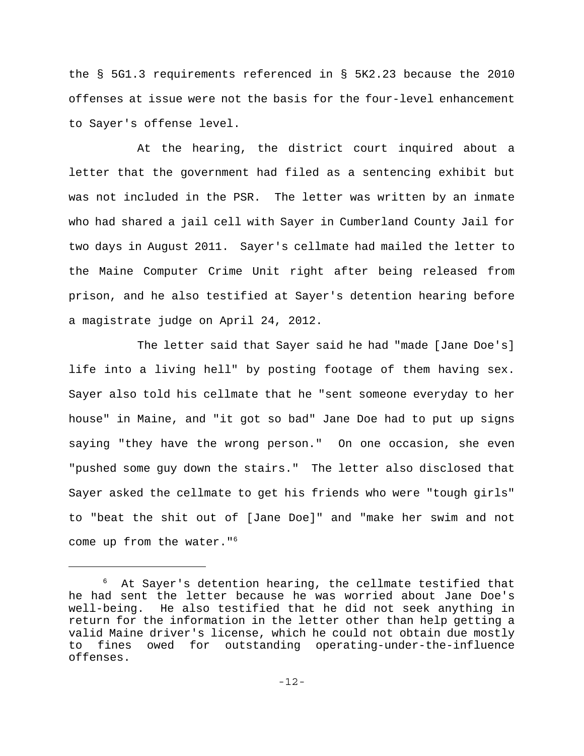the § 5G1.3 requirements referenced in § 5K2.23 because the 2010 offenses at issue were not the basis for the four-level enhancement to Sayer's offense level.

At the hearing, the district court inquired about a letter that the government had filed as a sentencing exhibit but was not included in the PSR. The letter was written by an inmate who had shared a jail cell with Sayer in Cumberland County Jail for two days in August 2011. Sayer's cellmate had mailed the letter to the Maine Computer Crime Unit right after being released from prison, and he also testified at Sayer's detention hearing before a magistrate judge on April 24, 2012.

The letter said that Sayer said he had "made [Jane Doe's] life into a living hell" by posting footage of them having sex. Sayer also told his cellmate that he "sent someone everyday to her house" in Maine, and "it got so bad" Jane Doe had to put up signs saying "they have the wrong person." On one occasion, she even "pushed some guy down the stairs." The letter also disclosed that Sayer asked the cellmate to get his friends who were "tough girls" to "beat the shit out of [Jane Doe]" and "make her swim and not come up from the water."[6]

---

[6] At Sayer's detention hearing, the cellmate testified that he had sent the letter because he was worried about Jane Doe's well-being. He also testified that he did not seek anything in return for the information in the letter other than help getting a valid Maine driver's license, which he could not obtain due mostly to fines owed for outstanding operating-under-the-influence offenses.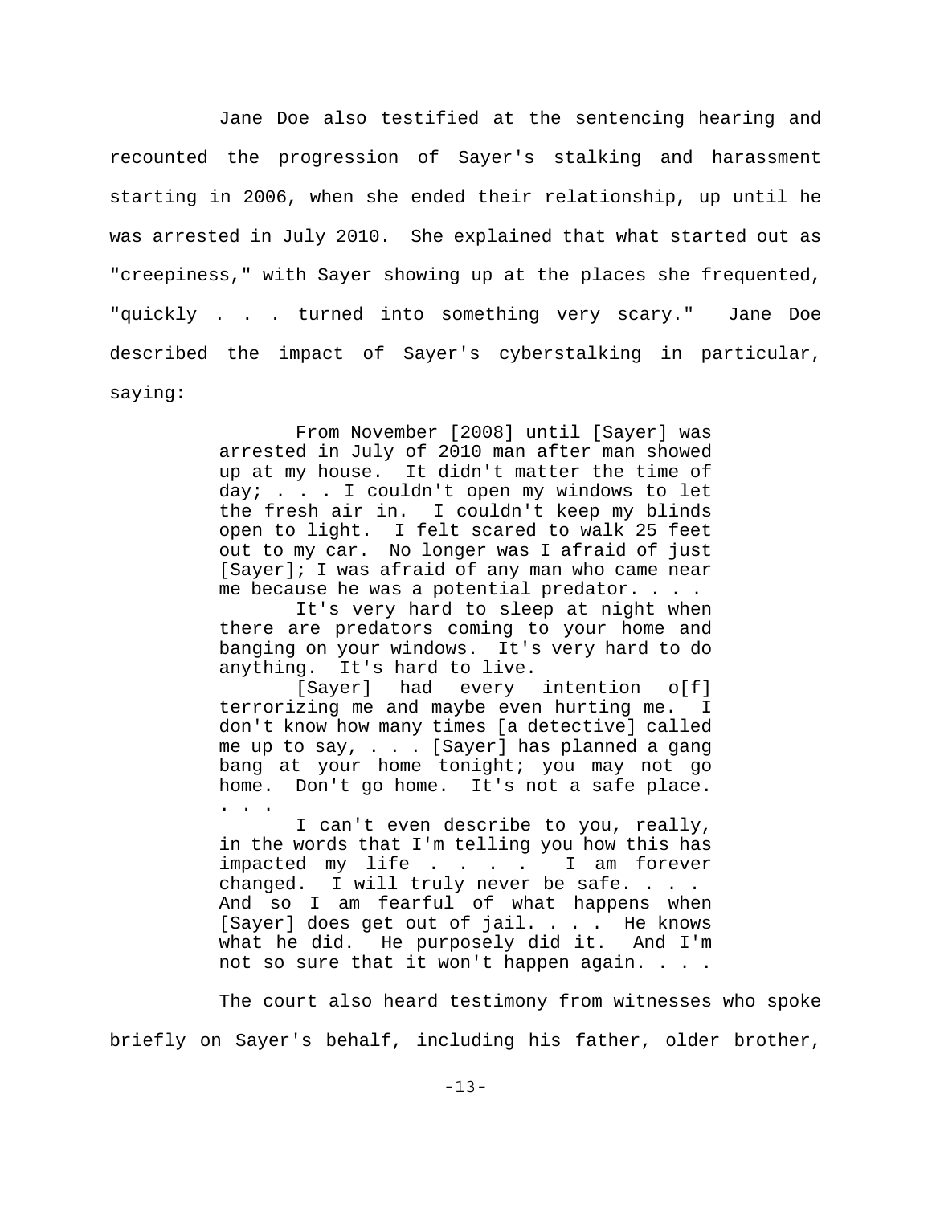Jane Doe also testified at the sentencing hearing and recounted the progression of Sayer's stalking and harassment starting in 2006, when she ended their relationship, up until he was arrested in July 2010. She explained that what started out as "creepiness," with Sayer showing up at the places she frequented, "quickly . . . turned into something very scary." Jane Doe described the impact of Sayer's cyberstalking in particular, saying:

> From November [2008] until [Sayer] was arrested in July of 2010 man after man showed up at my house. It didn't matter the time of day; . . . I couldn't open my windows to let the fresh air in. I couldn't keep my blinds open to light. I felt scared to walk 25 feet out to my car. No longer was I afraid of just [Sayer]; I was afraid of any man who came near me because he was a potential predator. . . .
>
> It's very hard to sleep at night when there are predators coming to your home and banging on your windows. It's very hard to do anything. It's hard to live.
>
> [Sayer] had every intention o[f] terrorizing me and maybe even hurting me. I don't know how many times [a detective] called me up to say, . . . [Sayer] has planned a gang bang at your home tonight; you may not go home. Don't go home. It's not a safe place. . . .
>
> I can't even describe to you, really, in the words that I'm telling you how this has impacted my life . . . . I am forever changed. I will truly never be safe. . . . And so I am fearful of what happens when [Sayer] does get out of jail. . . . He knows what he did. He purposely did it. And I'm not so sure that it won't happen again. . . .

The court also heard testimony from witnesses who spoke briefly on Sayer's behalf, including his father, older brother,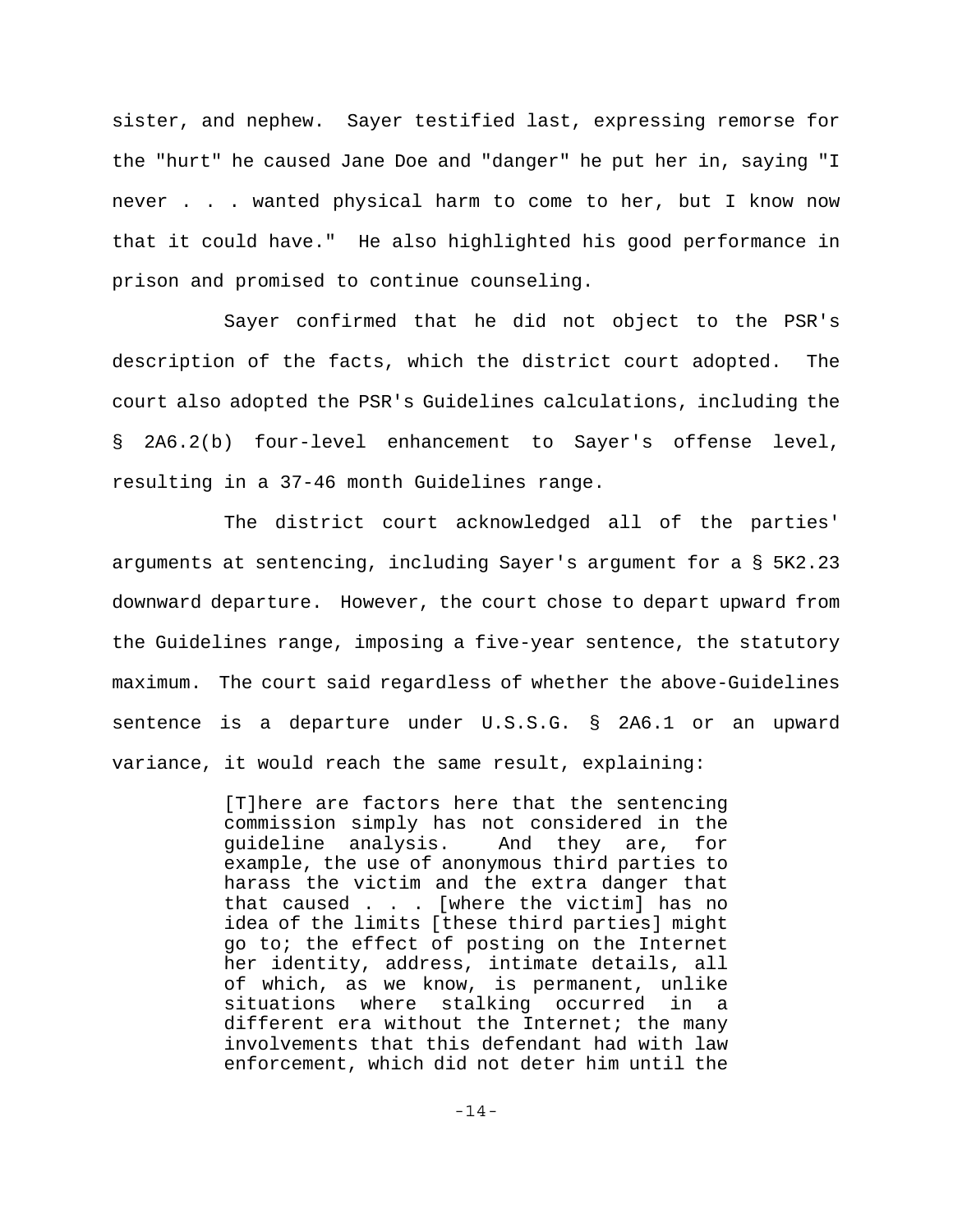sister, and nephew. Sayer testified last, expressing remorse for the "hurt" he caused Jane Doe and "danger" he put her in, saying "I never . . . wanted physical harm to come to her, but I know now that it could have." He also highlighted his good performance in prison and promised to continue counseling.

Sayer confirmed that he did not object to the PSR's description of the facts, which the district court adopted. The court also adopted the PSR's Guidelines calculations, including the § 2A6.2(b) four-level enhancement to Sayer's offense level, resulting in a 37-46 month Guidelines range.

The district court acknowledged all of the parties' arguments at sentencing, including Sayer's argument for a § 5K2.23 downward departure. However, the court chose to depart upward from the Guidelines range, imposing a five-year sentence, the statutory maximum. The court said regardless of whether the above-Guidelines sentence is a departure under U.S.S.G. § 2A6.1 or an upward variance, it would reach the same result, explaining:

> [T]here are factors here that the sentencing commission simply has not considered in the guideline analysis. And they are, for example, the use of anonymous third parties to harass the victim and the extra danger that that caused . . . [where the victim] has no idea of the limits [these third parties] might go to; the effect of posting on the Internet her identity, address, intimate details, all of which, as we know, is permanent, unlike situations where stalking occurred in a different era without the Internet; the many involvements that this defendant had with law enforcement, which did not deter him until the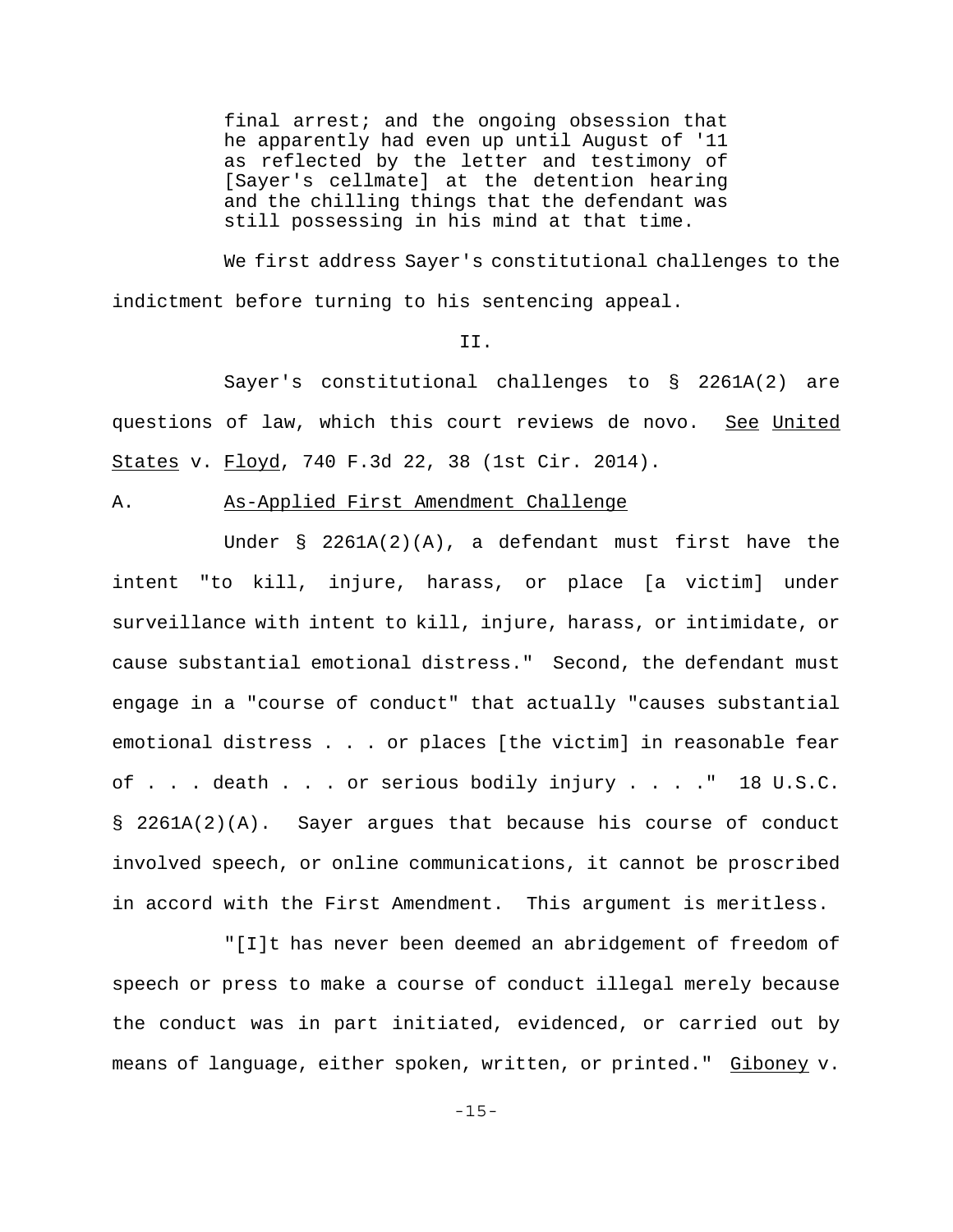> final arrest; and the ongoing obsession that he apparently had even up until August of '11 as reflected by the letter and testimony of [Sayer's cellmate] at the detention hearing and the chilling things that the defendant was still possessing in his mind at that time.

We first address Sayer's constitutional challenges to the indictment before turning to his sentencing appeal.

## II.

Sayer's constitutional challenges to § 2261A(2) are questions of law, which this court reviews de novo. See United States v. Floyd, 740 F.3d 22, 38 (1st Cir. 2014).

### A. As-Applied First Amendment Challenge

Under § 2261A(2)(A), a defendant must first have the intent "to kill, injure, harass, or place [a victim] under surveillance with intent to kill, injure, harass, or intimidate, or cause substantial emotional distress." Second, the defendant must engage in a "course of conduct" that actually "causes substantial emotional distress . . . or places [the victim] in reasonable fear of . . . death . . . or serious bodily injury . . . ." 18 U.S.C. § 2261A(2)(A). Sayer argues that because his course of conduct involved speech, or online communications, it cannot be proscribed in accord with the First Amendment. This argument is meritless.

"[I]t has never been deemed an abridgement of freedom of speech or press to make a course of conduct illegal merely because the conduct was in part initiated, evidenced, or carried out by means of language, either spoken, written, or printed." Giboney v.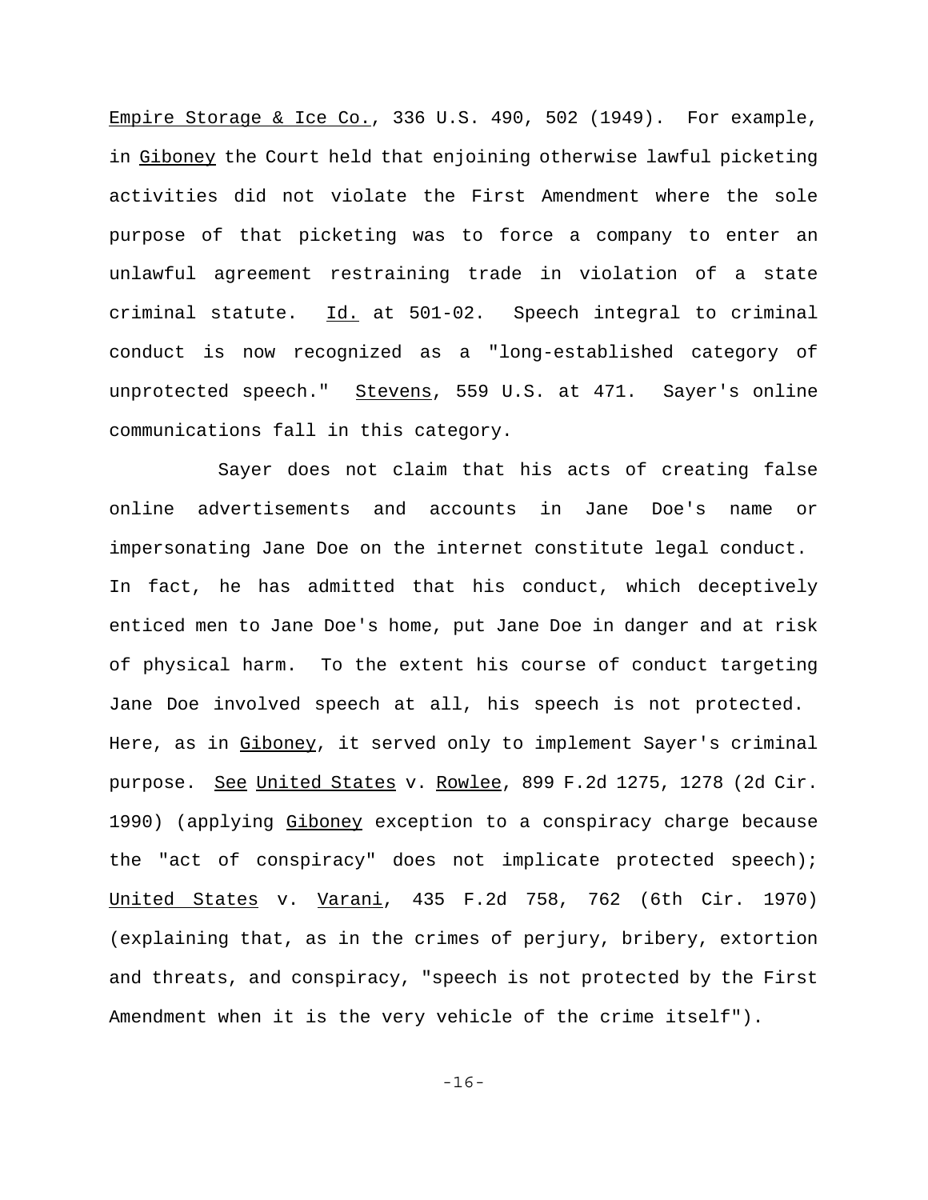Empire Storage & Ice Co., 336 U.S. 490, 502 (1949). For example, in Giboney the Court held that enjoining otherwise lawful picketing activities did not violate the First Amendment where the sole purpose of that picketing was to force a company to enter an unlawful agreement restraining trade in violation of a state criminal statute. Id. at 501-02. Speech integral to criminal conduct is now recognized as a "long-established category of unprotected speech." Stevens, 559 U.S. at 471. Sayer's online communications fall in this category.

Sayer does not claim that his acts of creating false online advertisements and accounts in Jane Doe's name or impersonating Jane Doe on the internet constitute legal conduct. In fact, he has admitted that his conduct, which deceptively enticed men to Jane Doe's home, put Jane Doe in danger and at risk of physical harm. To the extent his course of conduct targeting Jane Doe involved speech at all, his speech is not protected. Here, as in Giboney, it served only to implement Sayer's criminal purpose. See United States v. Rowlee, 899 F.2d 1275, 1278 (2d Cir. 1990) (applying Giboney exception to a conspiracy charge because the "act of conspiracy" does not implicate protected speech); United States v. Varani, 435 F.2d 758, 762 (6th Cir. 1970) (explaining that, as in the crimes of perjury, bribery, extortion and threats, and conspiracy, "speech is not protected by the First Amendment when it is the very vehicle of the crime itself").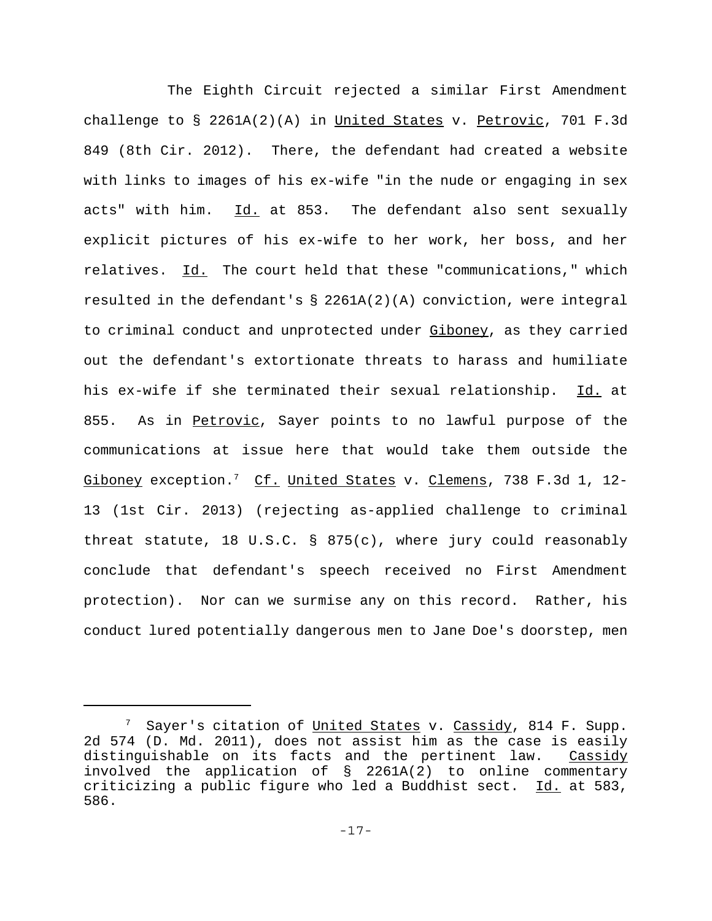The Eighth Circuit rejected a similar First Amendment challenge to § 2261A(2)(A) in United States v. Petrovic, 701 F.3d 849 (8th Cir. 2012). There, the defendant had created a website with links to images of his ex-wife "in the nude or engaging in sex acts" with him. Id. at 853. The defendant also sent sexually explicit pictures of his ex-wife to her work, her boss, and her relatives. Id. The court held that these "communications," which resulted in the defendant's § 2261A(2)(A) conviction, were integral to criminal conduct and unprotected under Giboney, as they carried out the defendant's extortionate threats to harass and humiliate his ex-wife if she terminated their sexual relationship. Id. at 855. As in Petrovic, Sayer points to no lawful purpose of the communications at issue here that would take them outside the Giboney exception.[7] Cf. United States v. Clemens, 738 F.3d 1, 12-13 (1st Cir. 2013) (rejecting as-applied challenge to criminal threat statute, 18 U.S.C. § 875(c), where jury could reasonably conclude that defendant's speech received no First Amendment protection). Nor can we surmise any on this record. Rather, his conduct lured potentially dangerous men to Jane Doe's doorstep, men

---

[7] Sayer's citation of United States v. Cassidy, 814 F. Supp. 2d 574 (D. Md. 2011), does not assist him as the case is easily distinguishable on its facts and the pertinent law. Cassidy involved the application of § 2261A(2) to online commentary criticizing a public figure who led a Buddhist sect. Id. at 583, 586.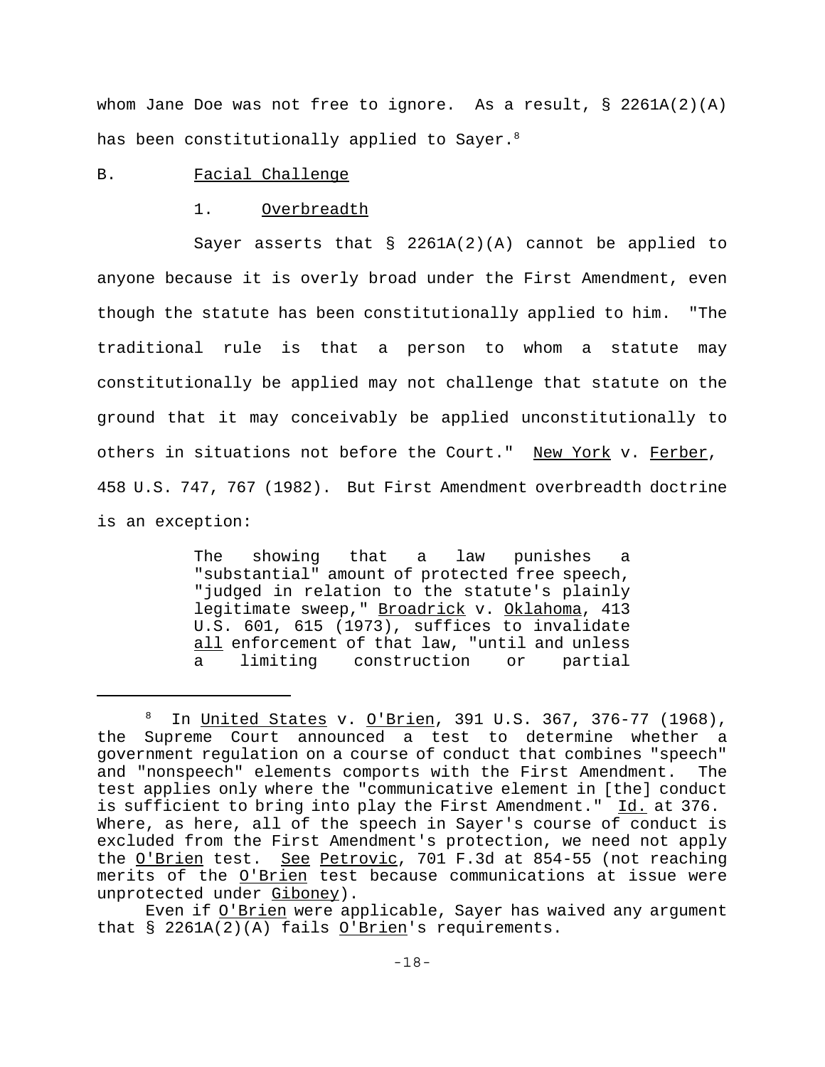whom Jane Doe was not free to ignore. As a result, § 2261A(2)(A) has been constitutionally applied to Sayer.[8]

B. Facial Challenge

1. Overbreadth

Sayer asserts that § 2261A(2)(A) cannot be applied to anyone because it is overly broad under the First Amendment, even though the statute has been constitutionally applied to him. "The traditional rule is that a person to whom a statute may constitutionally be applied may not challenge that statute on the ground that it may conceivably be applied unconstitutionally to others in situations not before the Court." New York v. Ferber, 458 U.S. 747, 767 (1982). But First Amendment overbreadth doctrine is an exception:

> The showing that a law punishes a "substantial" amount of protected free speech, "judged in relation to the statute's plainly legitimate sweep," Broadrick v. Oklahoma, 413 U.S. 601, 615 (1973), suffices to invalidate all enforcement of that law, "until and unless a limiting construction or partial

---

[8] In United States v. O'Brien, 391 U.S. 367, 376-77 (1968), the Supreme Court announced a test to determine whether a government regulation on a course of conduct that combines "speech" and "nonspeech" elements comports with the First Amendment. The test applies only where the "communicative element in [the] conduct is sufficient to bring into play the First Amendment." Id. at 376. Where, as here, all of the speech in Sayer's course of conduct is excluded from the First Amendment's protection, we need not apply the O'Brien test. See Petrovic, 701 F.3d at 854-55 (not reaching merits of the O'Brien test because communications at issue were unprotected under Giboney).

Even if O'Brien were applicable, Sayer has waived any argument that § 2261A(2)(A) fails O'Brien's requirements.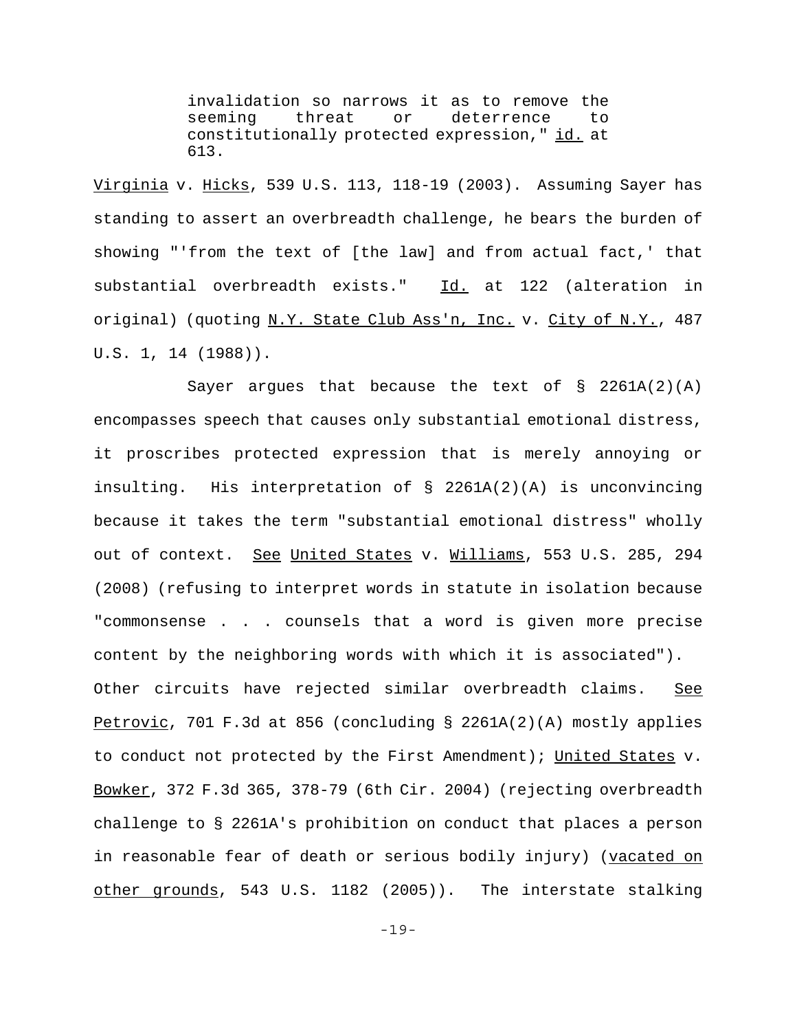> invalidation so narrows it as to remove the seeming threat or deterrence to constitutionally protected expression," id. at 613.

Virginia v. Hicks, 539 U.S. 113, 118-19 (2003). Assuming Sayer has standing to assert an overbreadth challenge, he bears the burden of showing "'from the text of [the law] and from actual fact,' that substantial overbreadth exists." Id. at 122 (alteration in original) (quoting N.Y. State Club Ass'n, Inc. v. City of N.Y., 487 U.S. 1, 14 (1988)).

Sayer argues that because the text of § 2261A(2)(A) encompasses speech that causes only substantial emotional distress, it proscribes protected expression that is merely annoying or insulting. His interpretation of § 2261A(2)(A) is unconvincing because it takes the term "substantial emotional distress" wholly out of context. See United States v. Williams, 553 U.S. 285, 294 (2008) (refusing to interpret words in statute in isolation because "commonsense . . . counsels that a word is given more precise content by the neighboring words with which it is associated"). Other circuits have rejected similar overbreadth claims. See Petrovic, 701 F.3d at 856 (concluding § 2261A(2)(A) mostly applies to conduct not protected by the First Amendment); United States v. Bowker, 372 F.3d 365, 378-79 (6th Cir. 2004) (rejecting overbreadth challenge to § 2261A's prohibition on conduct that places a person in reasonable fear of death or serious bodily injury) (vacated on other grounds, 543 U.S. 1182 (2005)). The interstate stalking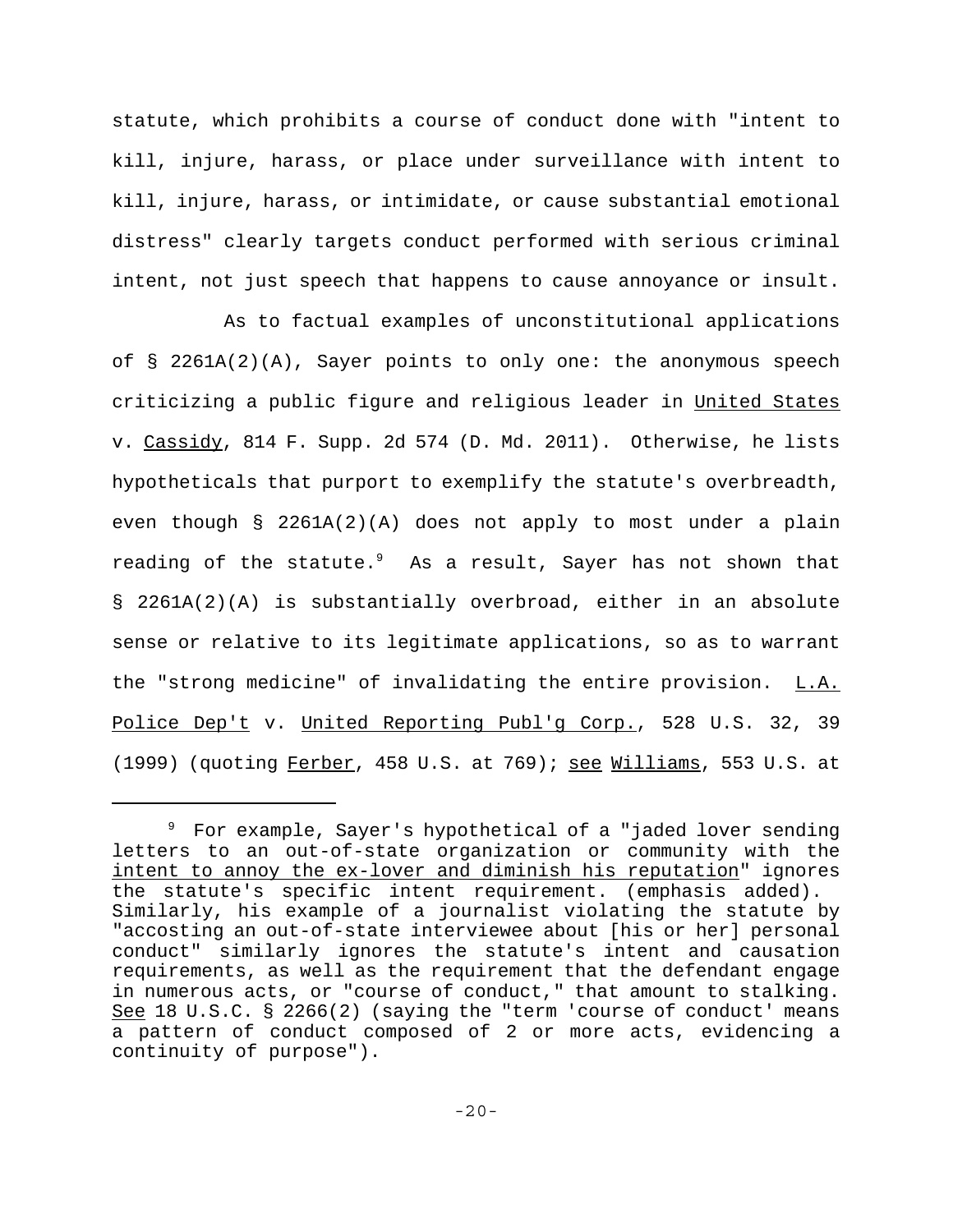statute, which prohibits a course of conduct done with "intent to kill, injure, harass, or place under surveillance with intent to kill, injure, harass, or intimidate, or cause substantial emotional distress" clearly targets conduct performed with serious criminal intent, not just speech that happens to cause annoyance or insult.

As to factual examples of unconstitutional applications of § 2261A(2)(A), Sayer points to only one: the anonymous speech criticizing a public figure and religious leader in United States v. Cassidy, 814 F. Supp. 2d 574 (D. Md. 2011). Otherwise, he lists hypotheticals that purport to exemplify the statute's overbreadth, even though § 2261A(2)(A) does not apply to most under a plain reading of the statute.[9] As a result, Sayer has not shown that § 2261A(2)(A) is substantially overbroad, either in an absolute sense or relative to its legitimate applications, so as to warrant the "strong medicine" of invalidating the entire provision. L.A. Police Dep't v. United Reporting Publ'g Corp., 528 U.S. 32, 39 (1999) (quoting Ferber, 458 U.S. at 769); see Williams, 553 U.S. at

---

[9] For example, Sayer's hypothetical of a "jaded lover sending letters to an out-of-state organization or community with the intent to annoy the ex-lover and diminish his reputation" ignores the statute's specific intent requirement. (emphasis added). Similarly, his example of a journalist violating the statute by "accosting an out-of-state interviewee about [his or her] personal conduct" similarly ignores the statute's intent and causation requirements, as well as the requirement that the defendant engage in numerous acts, or "course of conduct," that amount to stalking. See 18 U.S.C. § 2266(2) (saying the "term 'course of conduct' means a pattern of conduct composed of 2 or more acts, evidencing a continuity of purpose").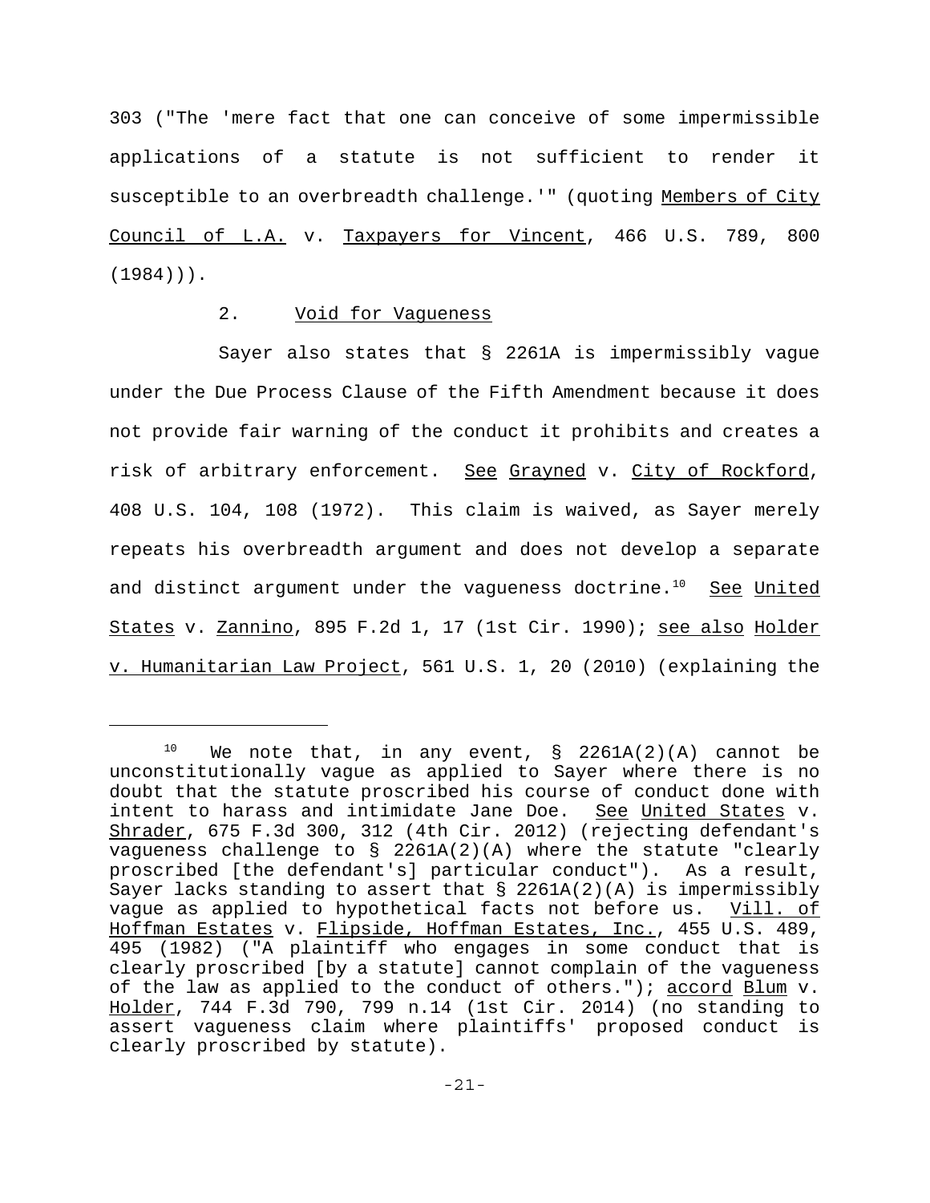303 ("The 'mere fact that one can conceive of some impermissible applications of a statute is not sufficient to render it susceptible to an overbreadth challenge.'" (quoting Members of City Council of L.A. v. Taxpayers for Vincent, 466 U.S. 789, 800 (1984))).

### 2. Void for Vagueness

Sayer also states that § 2261A is impermissibly vague under the Due Process Clause of the Fifth Amendment because it does not provide fair warning of the conduct it prohibits and creates a risk of arbitrary enforcement. See Grayned v. City of Rockford, 408 U.S. 104, 108 (1972). This claim is waived, as Sayer merely repeats his overbreadth argument and does not develop a separate and distinct argument under the vagueness doctrine.[10] See United States v. Zannino, 895 F.2d 1, 17 (1st Cir. 1990); see also Holder v. Humanitarian Law Project, 561 U.S. 1, 20 (2010) (explaining the

---

[10] We note that, in any event, § 2261A(2)(A) cannot be unconstitutionally vague as applied to Sayer where there is no doubt that the statute proscribed his course of conduct done with intent to harass and intimidate Jane Doe. See United States v. Shrader, 675 F.3d 300, 312 (4th Cir. 2012) (rejecting defendant's vagueness challenge to § 2261A(2)(A) where the statute "clearly proscribed [the defendant's] particular conduct"). As a result, Sayer lacks standing to assert that § 2261A(2)(A) is impermissibly vague as applied to hypothetical facts not before us. Vill. of Hoffman Estates v. Flipside, Hoffman Estates, Inc., 455 U.S. 489, 495 (1982) ("A plaintiff who engages in some conduct that is clearly proscribed [by a statute] cannot complain of the vagueness of the law as applied to the conduct of others."); accord Blum v. Holder, 744 F.3d 790, 799 n.14 (1st Cir. 2014) (no standing to assert vagueness claim where plaintiffs' proposed conduct is clearly proscribed by statute).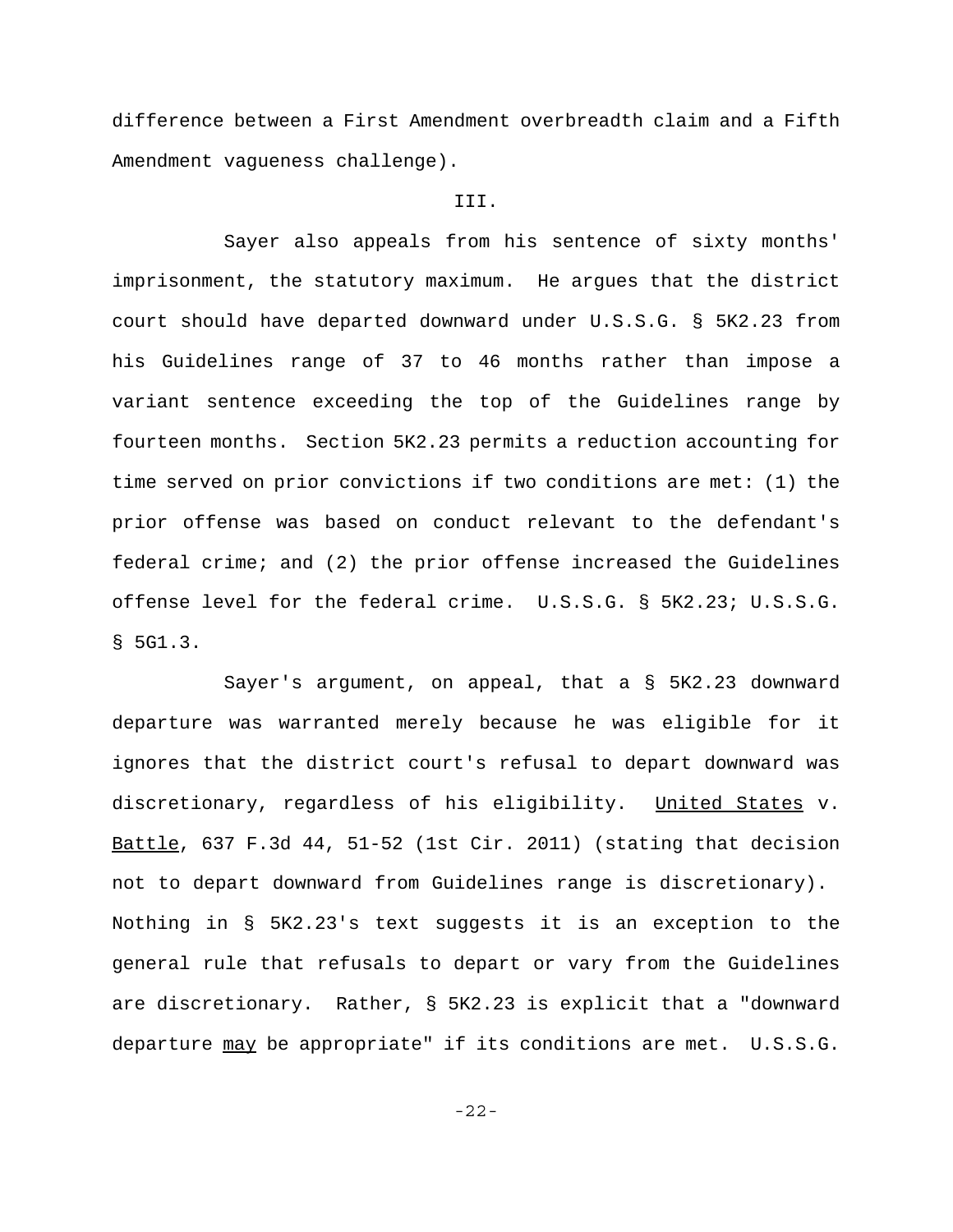difference between a First Amendment overbreadth claim and a Fifth Amendment vagueness challenge).

III.

Sayer also appeals from his sentence of sixty months' imprisonment, the statutory maximum. He argues that the district court should have departed downward under U.S.S.G. § 5K2.23 from his Guidelines range of 37 to 46 months rather than impose a variant sentence exceeding the top of the Guidelines range by fourteen months. Section 5K2.23 permits a reduction accounting for time served on prior convictions if two conditions are met: (1) the prior offense was based on conduct relevant to the defendant's federal crime; and (2) the prior offense increased the Guidelines offense level for the federal crime. U.S.S.G. § 5K2.23; U.S.S.G. § 5G1.3.

Sayer's argument, on appeal, that a § 5K2.23 downward departure was warranted merely because he was eligible for it ignores that the district court's refusal to depart downward was discretionary, regardless of his eligibility. United States v. Battle, 637 F.3d 44, 51-52 (1st Cir. 2011) (stating that decision not to depart downward from Guidelines range is discretionary). Nothing in § 5K2.23's text suggests it is an exception to the general rule that refusals to depart or vary from the Guidelines are discretionary. Rather, § 5K2.23 is explicit that a "downward departure may be appropriate" if its conditions are met. U.S.S.G.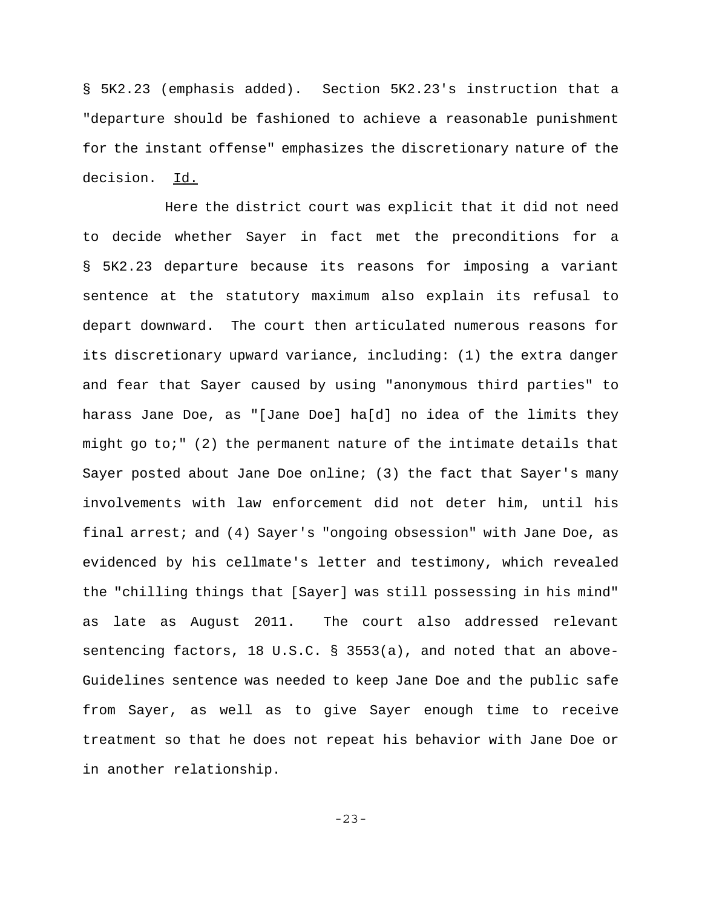§ 5K2.23 (emphasis added). Section 5K2.23's instruction that a "departure should be fashioned to achieve a reasonable punishment for the instant offense" emphasizes the discretionary nature of the decision. Id.

Here the district court was explicit that it did not need to decide whether Sayer in fact met the preconditions for a § 5K2.23 departure because its reasons for imposing a variant sentence at the statutory maximum also explain its refusal to depart downward. The court then articulated numerous reasons for its discretionary upward variance, including: (1) the extra danger and fear that Sayer caused by using "anonymous third parties" to harass Jane Doe, as "[Jane Doe] ha[d] no idea of the limits they might go to;" (2) the permanent nature of the intimate details that Sayer posted about Jane Doe online; (3) the fact that Sayer's many involvements with law enforcement did not deter him, until his final arrest; and (4) Sayer's "ongoing obsession" with Jane Doe, as evidenced by his cellmate's letter and testimony, which revealed the "chilling things that [Sayer] was still possessing in his mind" as late as August 2011. The court also addressed relevant sentencing factors, 18 U.S.C. § 3553(a), and noted that an above-Guidelines sentence was needed to keep Jane Doe and the public safe from Sayer, as well as to give Sayer enough time to receive treatment so that he does not repeat his behavior with Jane Doe or in another relationship.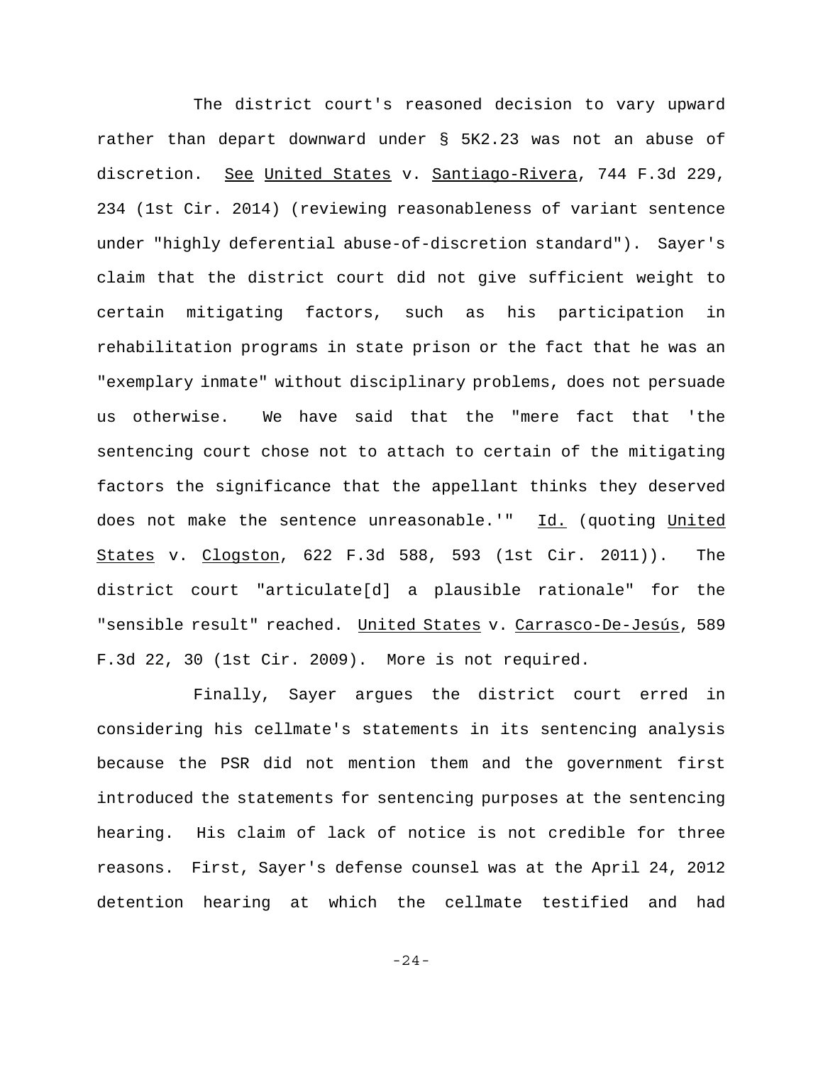The district court's reasoned decision to vary upward rather than depart downward under § 5K2.23 was not an abuse of discretion. _See_ _United States_ v. _Santiago-Rivera_, 744 F.3d 229, 234 (1st Cir. 2014) (reviewing reasonableness of variant sentence under "highly deferential abuse-of-discretion standard"). Sayer's claim that the district court did not give sufficient weight to certain mitigating factors, such as his participation in rehabilitation programs in state prison or the fact that he was an "exemplary inmate" without disciplinary problems, does not persuade us otherwise. We have said that the "mere fact that 'the sentencing court chose not to attach to certain of the mitigating factors the significance that the appellant thinks they deserved does not make the sentence unreasonable.'" _Id._ (quoting _United States_ v. _Clogston_, 622 F.3d 588, 593 (1st Cir. 2011)). The district court "articulate[d] a plausible rationale" for the "sensible result" reached. _United States_ v. _Carrasco-De-Jesús_, 589 F.3d 22, 30 (1st Cir. 2009). More is not required.

Finally, Sayer argues the district court erred in considering his cellmate's statements in its sentencing analysis because the PSR did not mention them and the government first introduced the statements for sentencing purposes at the sentencing hearing. His claim of lack of notice is not credible for three reasons. First, Sayer's defense counsel was at the April 24, 2012 detention hearing at which the cellmate testified and had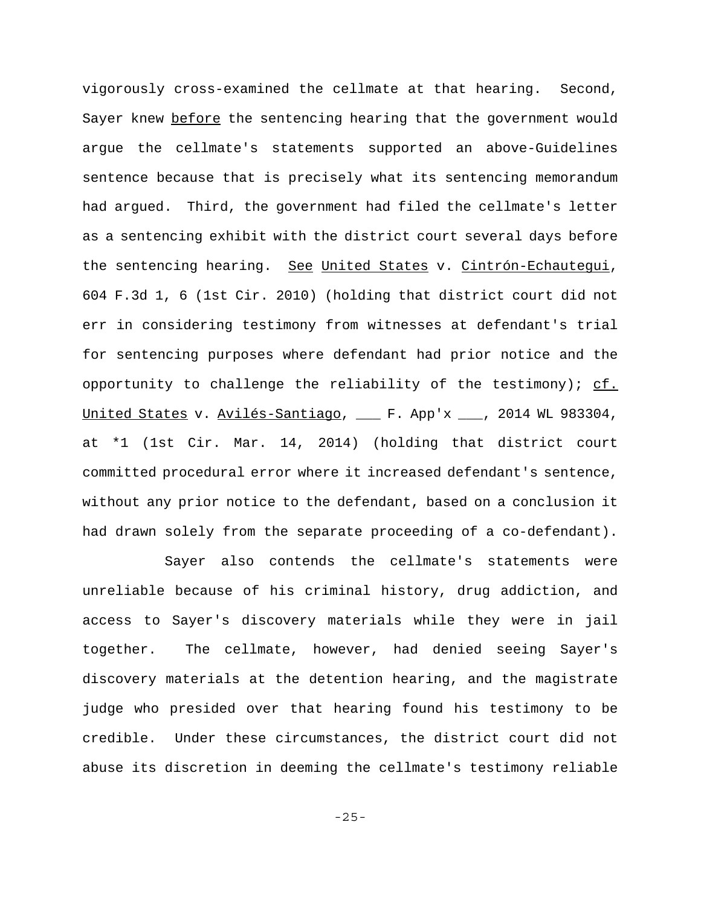vigorously cross-examined the cellmate at that hearing. Second, Sayer knew before the sentencing hearing that the government would argue the cellmate's statements supported an above-Guidelines sentence because that is precisely what its sentencing memorandum had argued. Third, the government had filed the cellmate's letter as a sentencing exhibit with the district court several days before the sentencing hearing. See United States v. Cintrón-Echautegui, 604 F.3d 1, 6 (1st Cir. 2010) (holding that district court did not err in considering testimony from witnesses at defendant's trial for sentencing purposes where defendant had prior notice and the opportunity to challenge the reliability of the testimony); cf. United States v. Avilés-Santiago, ___ F. App'x ___, 2014 WL 983304, at *1 (1st Cir. Mar. 14, 2014) (holding that district court committed procedural error where it increased defendant's sentence, without any prior notice to the defendant, based on a conclusion it had drawn solely from the separate proceeding of a co-defendant).

Sayer also contends the cellmate's statements were unreliable because of his criminal history, drug addiction, and access to Sayer's discovery materials while they were in jail together. The cellmate, however, had denied seeing Sayer's discovery materials at the detention hearing, and the magistrate judge who presided over that hearing found his testimony to be credible. Under these circumstances, the district court did not abuse its discretion in deeming the cellmate's testimony reliable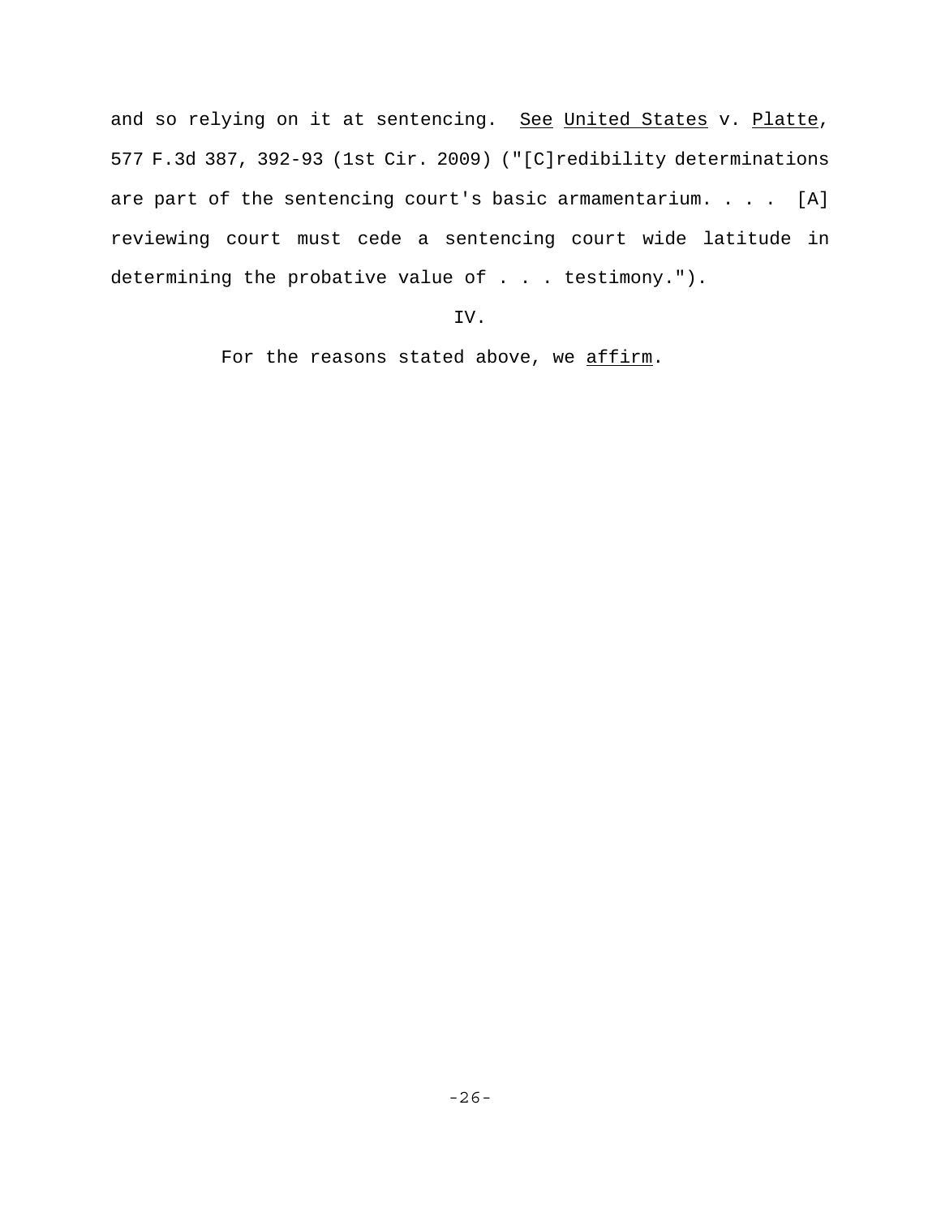and so relying on it at sentencing. _See_ _United States_ v. _Platte_, 577 F.3d 387, 392-93 (1st Cir. 2009) ("[C]redibility determinations are part of the sentencing court's basic armamentarium. . . . [A] reviewing court must cede a sentencing court wide latitude in determining the probative value of . . . testimony.").

IV.

For the reasons stated above, we _affirm_.